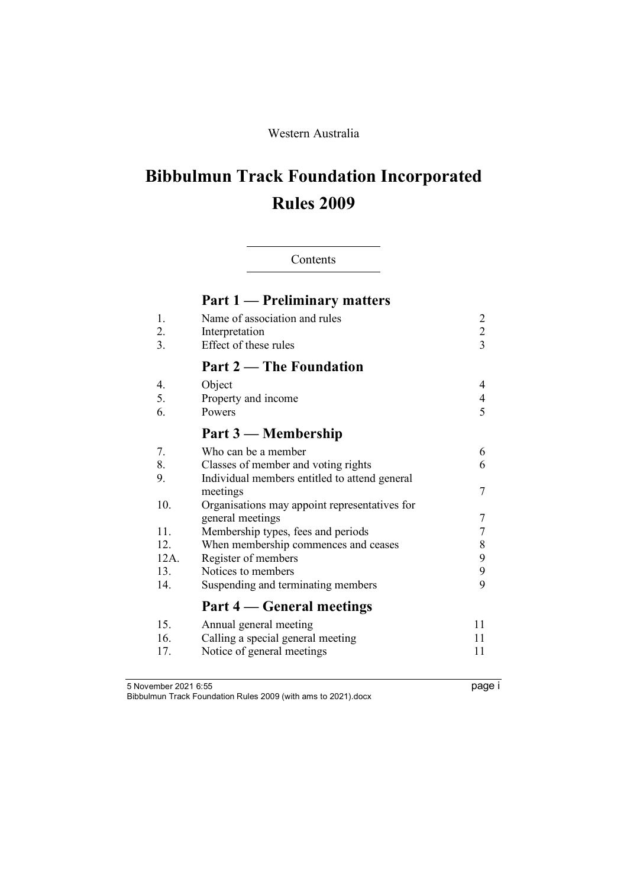Western Australia

# Bibbulmun Track Foundation Incorporated Rules 2009

Contents

## Part 1 — Preliminary matters

| | | |
|---|---|---|
| 1. | Name of association and rules | 2 |
| 2. | Interpretation | 2 |
| 3. | Effect of these rules | 3 |

## Part 2 — The Foundation

| | | |
|---|---|---|
| 4. | Object | 4 |
| 5. | Property and income | 4 |
| 6. | Powers | 5 |

## Part 3 — Membership

| | | |
|---|---|---|
| 7. | Who can be a member | 6 |
| 8. | Classes of member and voting rights | 6 |
| 9. | Individual members entitled to attend general meetings | 7 |
| 10. | Organisations may appoint representatives for general meetings | 7 |
| 11. | Membership types, fees and periods | 7 |
| 12. | When membership commences and ceases | 8 |
| 12A. | Register of members | 9 |
| 13. | Notices to members | 9 |
| 14. | Suspending and terminating members | 9 |

## Part 4 — General meetings

| | | |
|---|---|---|
| 15. | Annual general meeting | 11 |
| 16. | Calling a special general meeting | 11 |
| 17. | Notice of general meetings | 11 |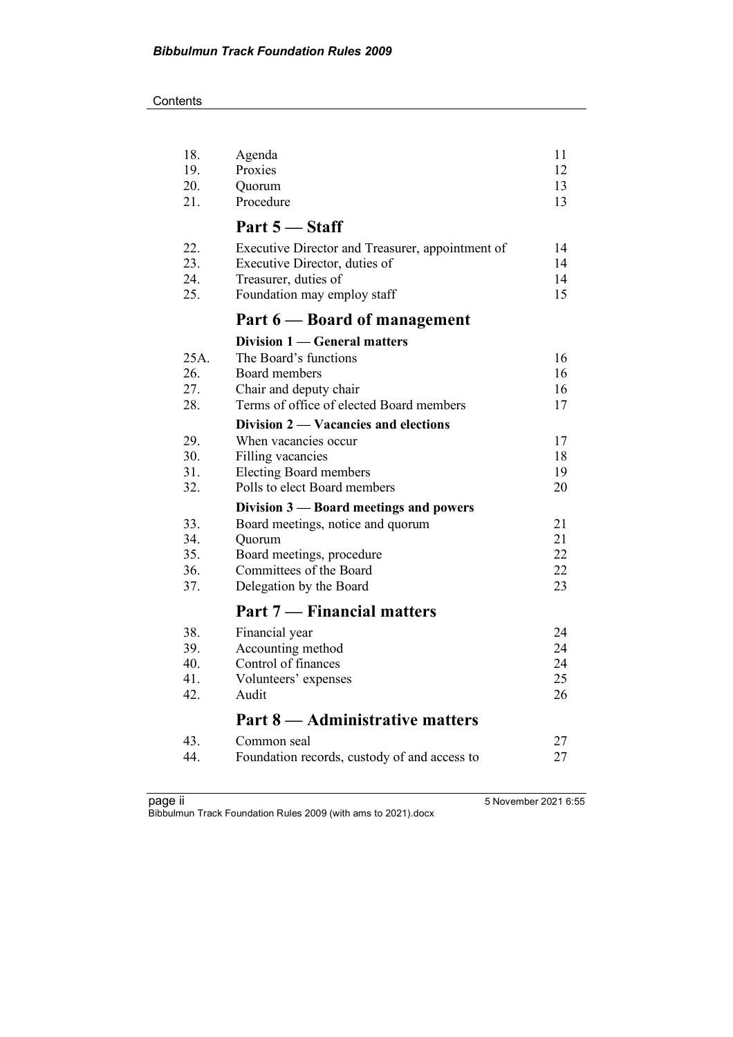| | | |
|---|---|---|
| 18. | Agenda | 11 |
| 19. | Proxies | 12 |
| 20. | Quorum | 13 |
| 21. | Procedure | 13 |

## Part 5 — Staff

| | | |
|---|---|---|
| 22. | Executive Director and Treasurer, appointment of | 14 |
| 23. | Executive Director, duties of | 14 |
| 24. | Treasurer, duties of | 14 |
| 25. | Foundation may employ staff | 15 |

## Part 6 — Board of management

### Division 1 — General matters

| | | |
|---|---|---|
| 25A. | The Board's functions | 16 |
| 26. | Board members | 16 |
| 27. | Chair and deputy chair | 16 |
| 28. | Terms of office of elected Board members | 17 |

### Division 2 — Vacancies and elections

| | | |
|---|---|---|
| 29. | When vacancies occur | 17 |
| 30. | Filling vacancies | 18 |
| 31. | Electing Board members | 19 |
| 32. | Polls to elect Board members | 20 |

### Division 3 — Board meetings and powers

| | | |
|---|---|---|
| 33. | Board meetings, notice and quorum | 21 |
| 34. | Quorum | 21 |
| 35. | Board meetings, procedure | 22 |
| 36. | Committees of the Board | 22 |
| 37. | Delegation by the Board | 23 |

## Part 7 — Financial matters

| | | |
|---|---|---|
| 38. | Financial year | 24 |
| 39. | Accounting method | 24 |
| 40. | Control of finances | 24 |
| 41. | Volunteers' expenses | 25 |
| 42. | Audit | 26 |

## Part 8 — Administrative matters

| | | |
|---|---|---|
| 43. | Common seal | 27 |
| 44. | Foundation records, custody of and access to | 27 |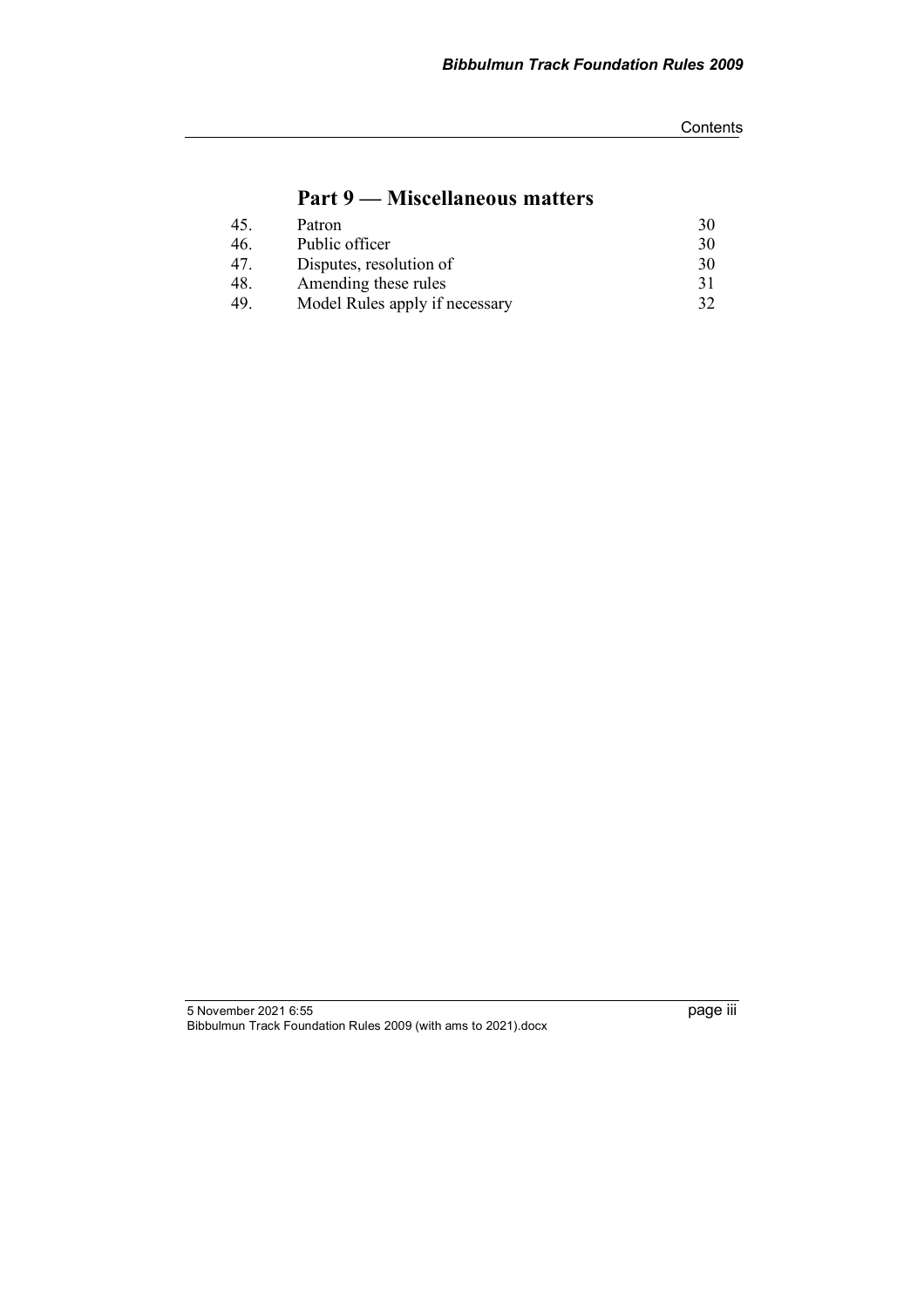## Part 9 — Miscellaneous matters

| | | |
|---|---|---|
| 45. | Patron | 30 |
| 46. | Public officer | 30 |
| 47. | Disputes, resolution of | 30 |
| 48. | Amending these rules | 31 |
| 49. | Model Rules apply if necessary | 32 |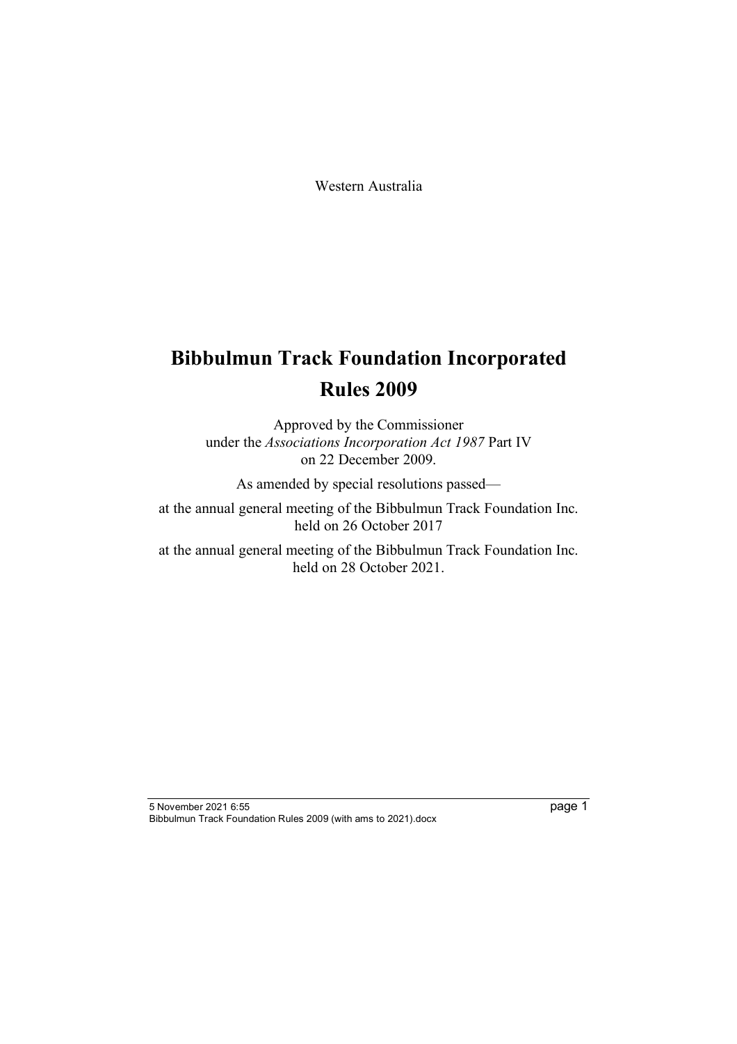Western Australia

# Bibbulmun Track Foundation Incorporated Rules 2009

Approved by the Commissioner
under the *Associations Incorporation Act 1987* Part IV
on 22 December 2009.

As amended by special resolutions passed—

at the annual general meeting of the Bibbulmun Track Foundation Inc. held on 26 October 2017

at the annual general meeting of the Bibbulmun Track Foundation Inc. held on 28 October 2021.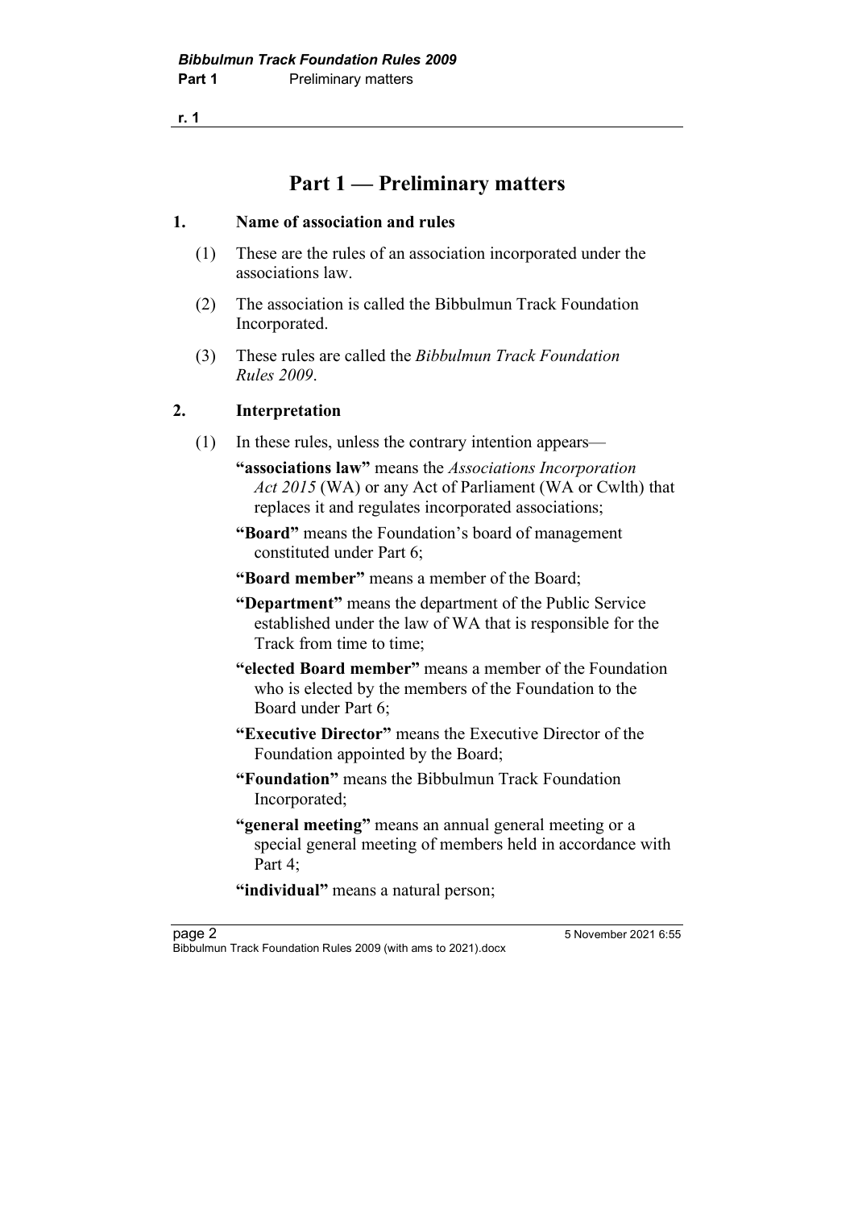# Part 1 — Preliminary matters

## 1. Name of association and rules

(1) These are the rules of an association incorporated under the associations law.

(2) The association is called the Bibbulmun Track Foundation Incorporated.

(3) These rules are called the *Bibbulmun Track Foundation Rules 2009*.

## 2. Interpretation

(1) In these rules, unless the contrary intention appears—

**"associations law"** means the *Associations Incorporation Act 2015* (WA) or any Act of Parliament (WA or Cwlth) that replaces it and regulates incorporated associations;

**"Board"** means the Foundation's board of management constituted under Part 6;

**"Board member"** means a member of the Board;

**"Department"** means the department of the Public Service established under the law of WA that is responsible for the Track from time to time;

**"elected Board member"** means a member of the Foundation who is elected by the members of the Foundation to the Board under Part 6;

**"Executive Director"** means the Executive Director of the Foundation appointed by the Board;

**"Foundation"** means the Bibbulmun Track Foundation Incorporated;

**"general meeting"** means an annual general meeting or a special general meeting of members held in accordance with Part 4;

**"individual"** means a natural person;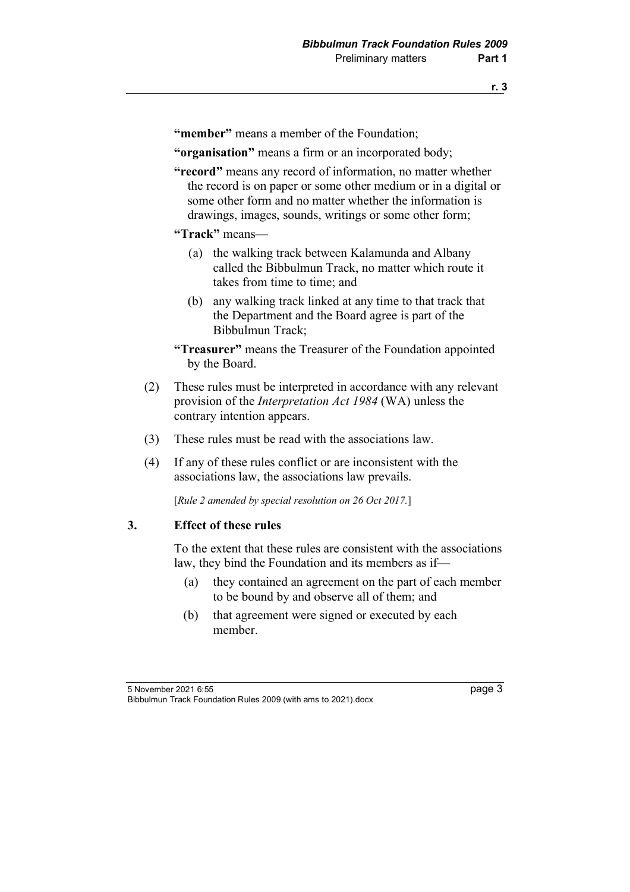**"member"** means a member of the Foundation;

**"organisation"** means a firm or an incorporated body;

**"record"** means any record of information, no matter whether the record is on paper or some other medium or in a digital or some other form and no matter whether the information is drawings, images, sounds, writings or some other form;

**"Track"** means—

(a) the walking track between Kalamunda and Albany called the Bibbulmun Track, no matter which route it takes from time to time; and

(b) any walking track linked at any time to that track that the Department and the Board agree is part of the Bibbulmun Track;

**"Treasurer"** means the Treasurer of the Foundation appointed by the Board.

(2) These rules must be interpreted in accordance with any relevant provision of the *Interpretation Act 1984* (WA) unless the contrary intention appears.

(3) These rules must be read with the associations law.

(4) If any of these rules conflict or are inconsistent with the associations law, the associations law prevails.

[*Rule 2 amended by special resolution on 26 Oct 2017.*]

### 3. Effect of these rules

To the extent that these rules are consistent with the associations law, they bind the Foundation and its members as if—

(a) they contained an agreement on the part of each member to be bound by and observe all of them; and

(b) that agreement were signed or executed by each member.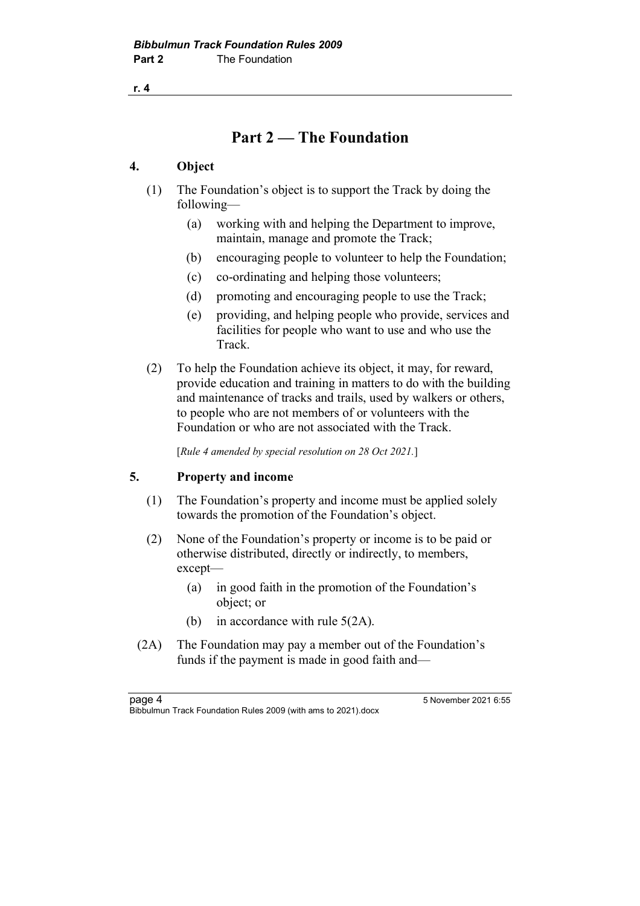# Part 2 — The Foundation

## 4. Object

(1) The Foundation's object is to support the Track by doing the following—

- (a) working with and helping the Department to improve, maintain, manage and promote the Track;
- (b) encouraging people to volunteer to help the Foundation;
- (c) co-ordinating and helping those volunteers;
- (d) promoting and encouraging people to use the Track;
- (e) providing, and helping people who provide, services and facilities for people who want to use and who use the Track.

(2) To help the Foundation achieve its object, it may, for reward, provide education and training in matters to do with the building and maintenance of tracks and trails, used by walkers or others, to people who are not members of or volunteers with the Foundation or who are not associated with the Track.

[*Rule 4 amended by special resolution on 28 Oct 2021.*]

## 5. Property and income

(1) The Foundation's property and income must be applied solely towards the promotion of the Foundation's object.

(2) None of the Foundation's property or income is to be paid or otherwise distributed, directly or indirectly, to members, except—

- (a) in good faith in the promotion of the Foundation's object; or
- (b) in accordance with rule 5(2A).

(2A) The Foundation may pay a member out of the Foundation's funds if the payment is made in good faith and—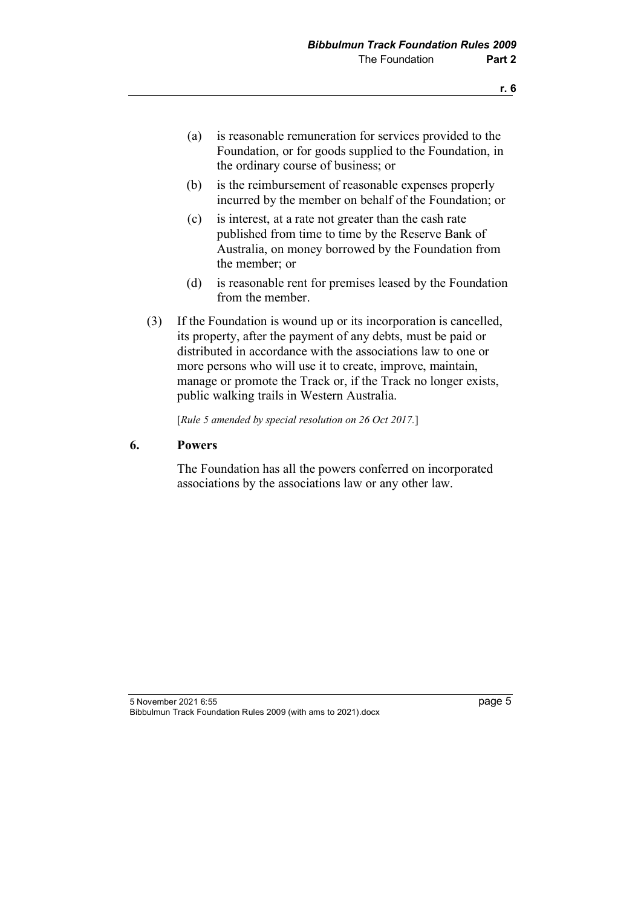(a) is reasonable remuneration for services provided to the Foundation, or for goods supplied to the Foundation, in the ordinary course of business; or

(b) is the reimbursement of reasonable expenses properly incurred by the member on behalf of the Foundation; or

(c) is interest, at a rate not greater than the cash rate published from time to time by the Reserve Bank of Australia, on money borrowed by the Foundation from the member; or

(d) is reasonable rent for premises leased by the Foundation from the member.

(3) If the Foundation is wound up or its incorporation is cancelled, its property, after the payment of any debts, must be paid or distributed in accordance with the associations law to one or more persons who will use it to create, improve, maintain, manage or promote the Track or, if the Track no longer exists, public walking trails in Western Australia.

[*Rule 5 amended by special resolution on 26 Oct 2017.*]

### 6. Powers

The Foundation has all the powers conferred on incorporated associations by the associations law or any other law.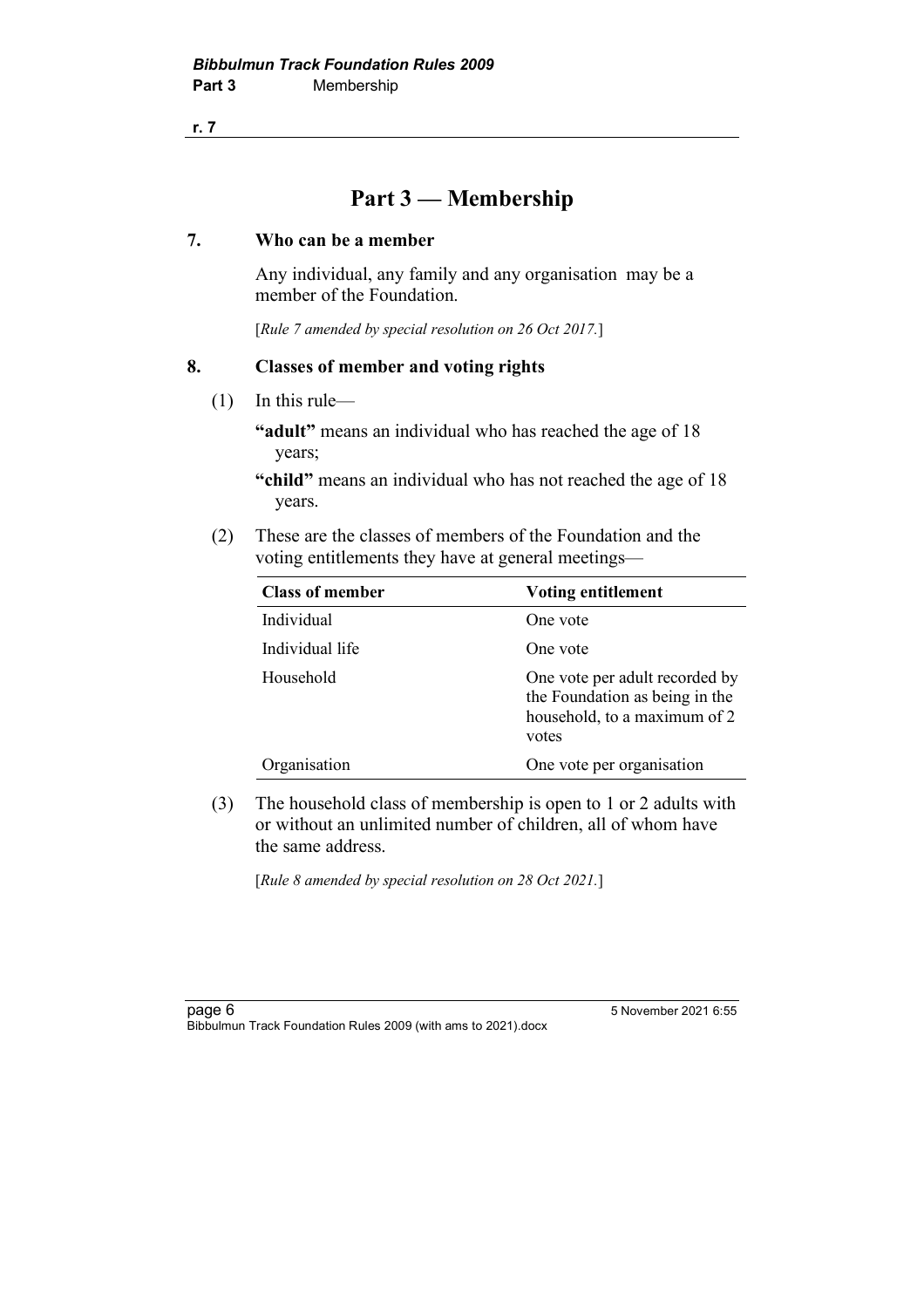# Part 3 — Membership

## 7. Who can be a member

Any individual, any family and any organisation may be a member of the Foundation.

[*Rule 7 amended by special resolution on 26 Oct 2017.*]

## 8. Classes of member and voting rights

(1) In this rule—

**"adult"** means an individual who has reached the age of 18 years;

**"child"** means an individual who has not reached the age of 18 years.

(2) These are the classes of members of the Foundation and the voting entitlements they have at general meetings—

| Class of member | Voting entitlement |
|---|---|
| Individual | One vote |
| Individual life | One vote |
| Household | One vote per adult recorded by the Foundation as being in the household, to a maximum of 2 votes |
| Organisation | One vote per organisation |

(3) The household class of membership is open to 1 or 2 adults with or without an unlimited number of children, all of whom have the same address.

[*Rule 8 amended by special resolution on 28 Oct 2021.*]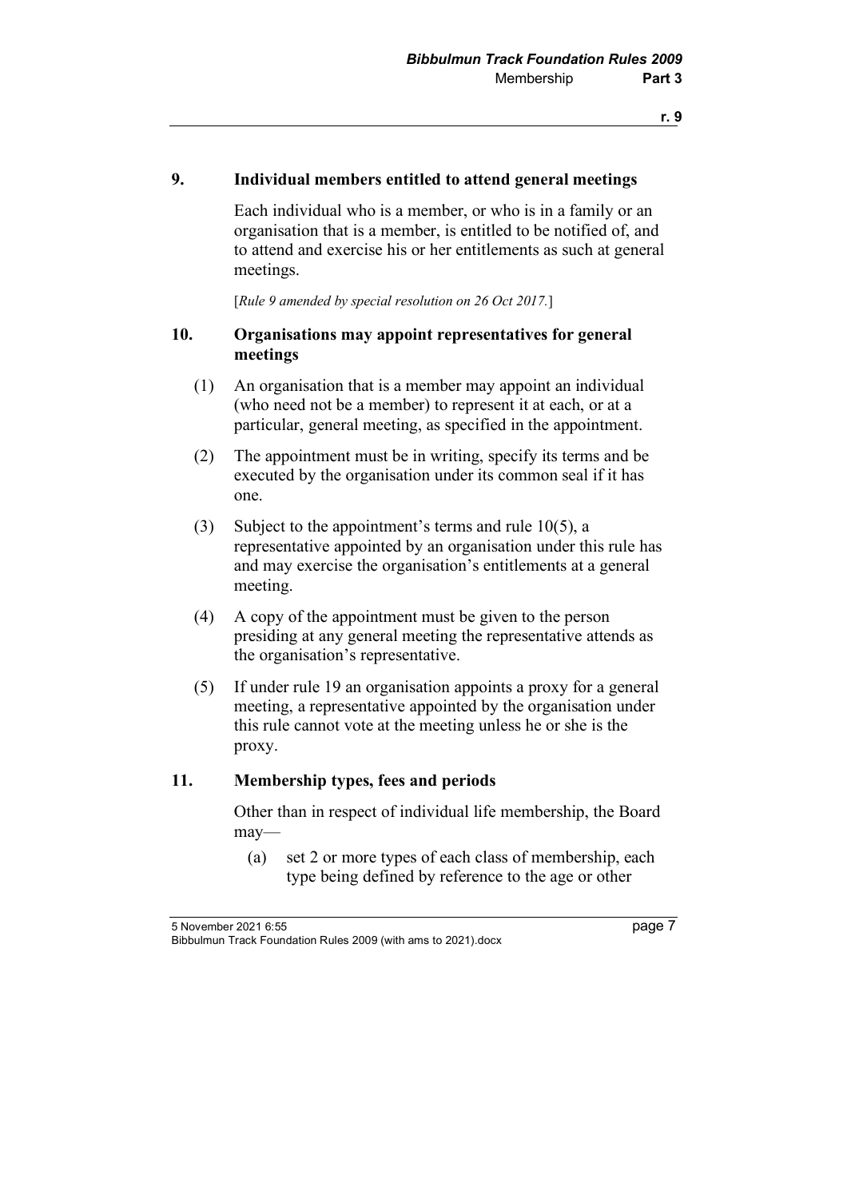### 9. Individual members entitled to attend general meetings

Each individual who is a member, or who is in a family or an organisation that is a member, is entitled to be notified of, and to attend and exercise his or her entitlements as such at general meetings.

[*Rule 9 amended by special resolution on 26 Oct 2017.*]

### 10. Organisations may appoint representatives for general meetings

(1) An organisation that is a member may appoint an individual (who need not be a member) to represent it at each, or at a particular, general meeting, as specified in the appointment.

(2) The appointment must be in writing, specify its terms and be executed by the organisation under its common seal if it has one.

(3) Subject to the appointment's terms and rule 10(5), a representative appointed by an organisation under this rule has and may exercise the organisation's entitlements at a general meeting.

(4) A copy of the appointment must be given to the person presiding at any general meeting the representative attends as the organisation's representative.

(5) If under rule 19 an organisation appoints a proxy for a general meeting, a representative appointed by the organisation under this rule cannot vote at the meeting unless he or she is the proxy.

### 11. Membership types, fees and periods

Other than in respect of individual life membership, the Board may—

(a) set 2 or more types of each class of membership, each type being defined by reference to the age or other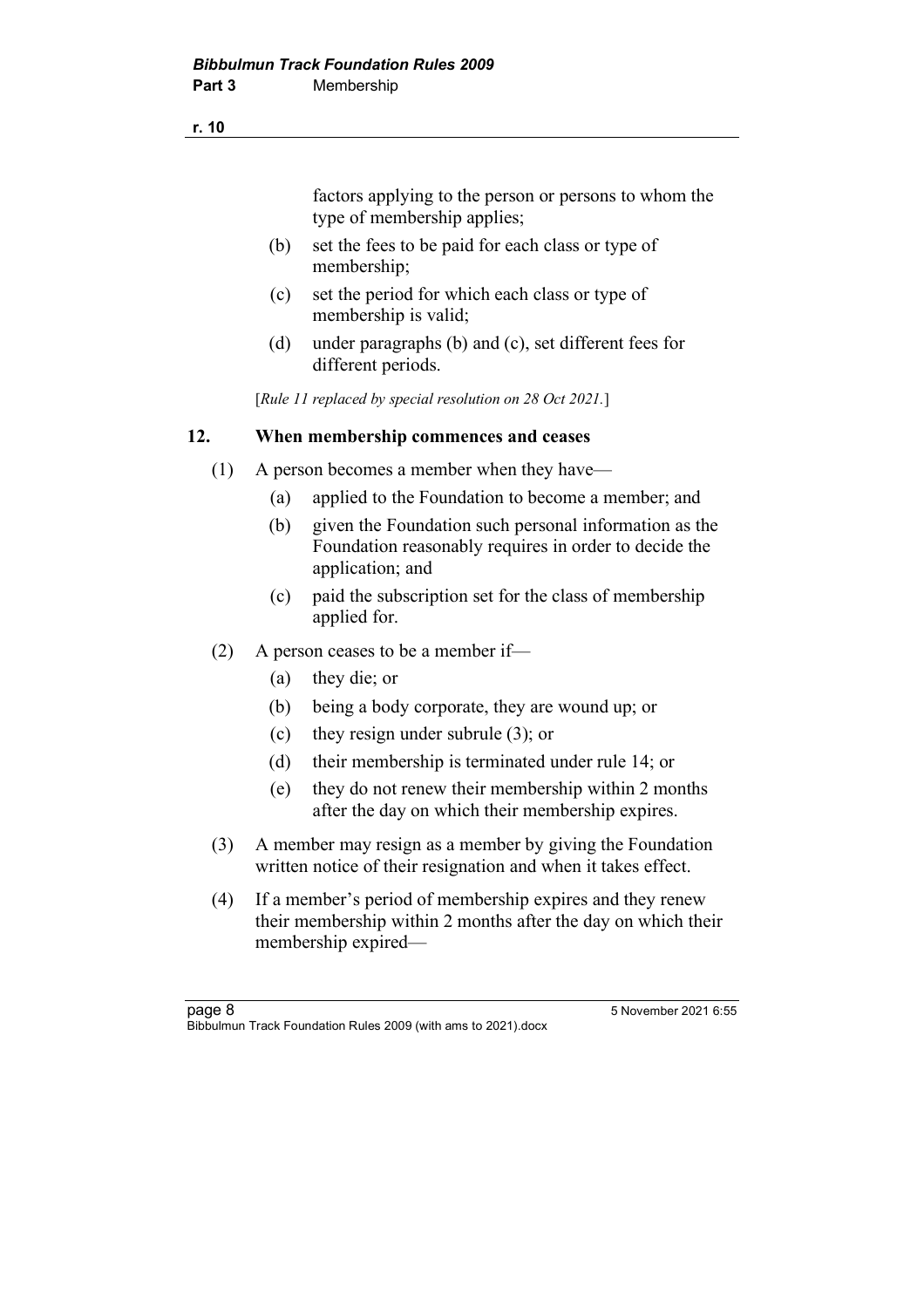factors applying to the person or persons to whom the type of membership applies;

(b) set the fees to be paid for each class or type of membership;

(c) set the period for which each class or type of membership is valid;

(d) under paragraphs (b) and (c), set different fees for different periods.

[*Rule 11 replaced by special resolution on 28 Oct 2021.*]

## 12. When membership commences and ceases

(1) A person becomes a member when they have—

(a) applied to the Foundation to become a member; and

(b) given the Foundation such personal information as the Foundation reasonably requires in order to decide the application; and

(c) paid the subscription set for the class of membership applied for.

(2) A person ceases to be a member if—

(a) they die; or

(b) being a body corporate, they are wound up; or

(c) they resign under subrule (3); or

(d) their membership is terminated under rule 14; or

(e) they do not renew their membership within 2 months after the day on which their membership expires.

(3) A member may resign as a member by giving the Foundation written notice of their resignation and when it takes effect.

(4) If a member's period of membership expires and they renew their membership within 2 months after the day on which their membership expired—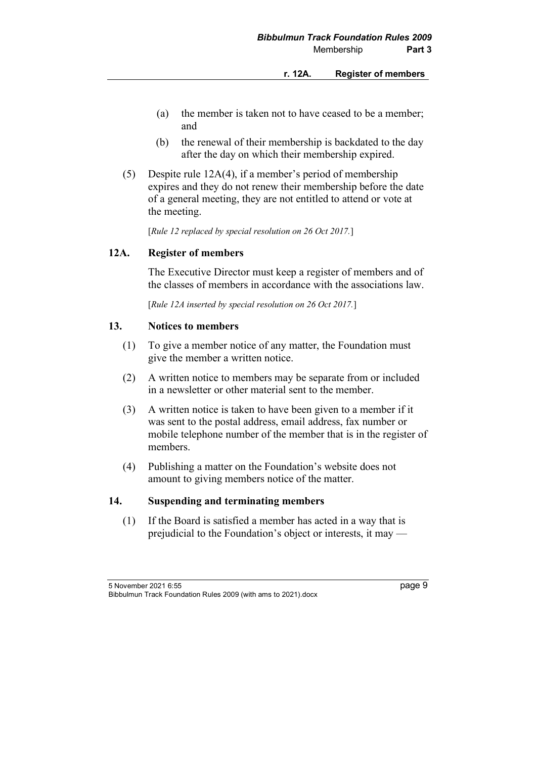(a) the member is taken not to have ceased to be a member; and

(b) the renewal of their membership is backdated to the day after the day on which their membership expired.

(5) Despite rule 12A(4), if a member's period of membership expires and they do not renew their membership before the date of a general meeting, they are not entitled to attend or vote at the meeting.

[*Rule 12 replaced by special resolution on 26 Oct 2017.*]

## 12A. Register of members

The Executive Director must keep a register of members and of the classes of members in accordance with the associations law.

[*Rule 12A inserted by special resolution on 26 Oct 2017.*]

## 13. Notices to members

(1) To give a member notice of any matter, the Foundation must give the member a written notice.

(2) A written notice to members may be separate from or included in a newsletter or other material sent to the member.

(3) A written notice is taken to have been given to a member if it was sent to the postal address, email address, fax number or mobile telephone number of the member that is in the register of members.

(4) Publishing a matter on the Foundation's website does not amount to giving members notice of the matter.

## 14. Suspending and terminating members

(1) If the Board is satisfied a member has acted in a way that is prejudicial to the Foundation's object or interests, it may —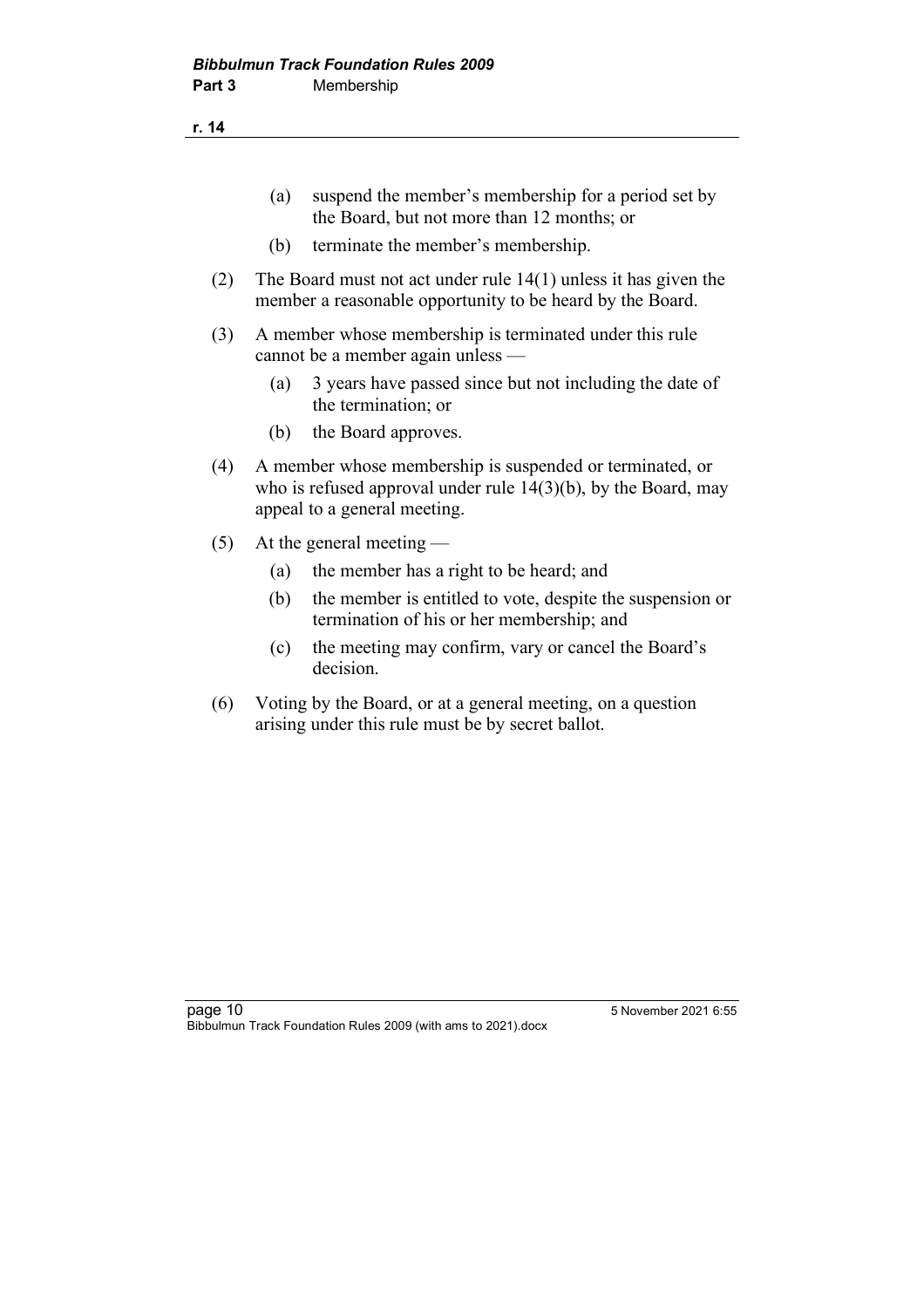(a) suspend the member's membership for a period set by the Board, but not more than 12 months; or

(b) terminate the member's membership.

(2) The Board must not act under rule 14(1) unless it has given the member a reasonable opportunity to be heard by the Board.

(3) A member whose membership is terminated under this rule cannot be a member again unless —

(a) 3 years have passed since but not including the date of the termination; or

(b) the Board approves.

(4) A member whose membership is suspended or terminated, or who is refused approval under rule 14(3)(b), by the Board, may appeal to a general meeting.

(5) At the general meeting —

(a) the member has a right to be heard; and

(b) the member is entitled to vote, despite the suspension or termination of his or her membership; and

(c) the meeting may confirm, vary or cancel the Board's decision.

(6) Voting by the Board, or at a general meeting, on a question arising under this rule must be by secret ballot.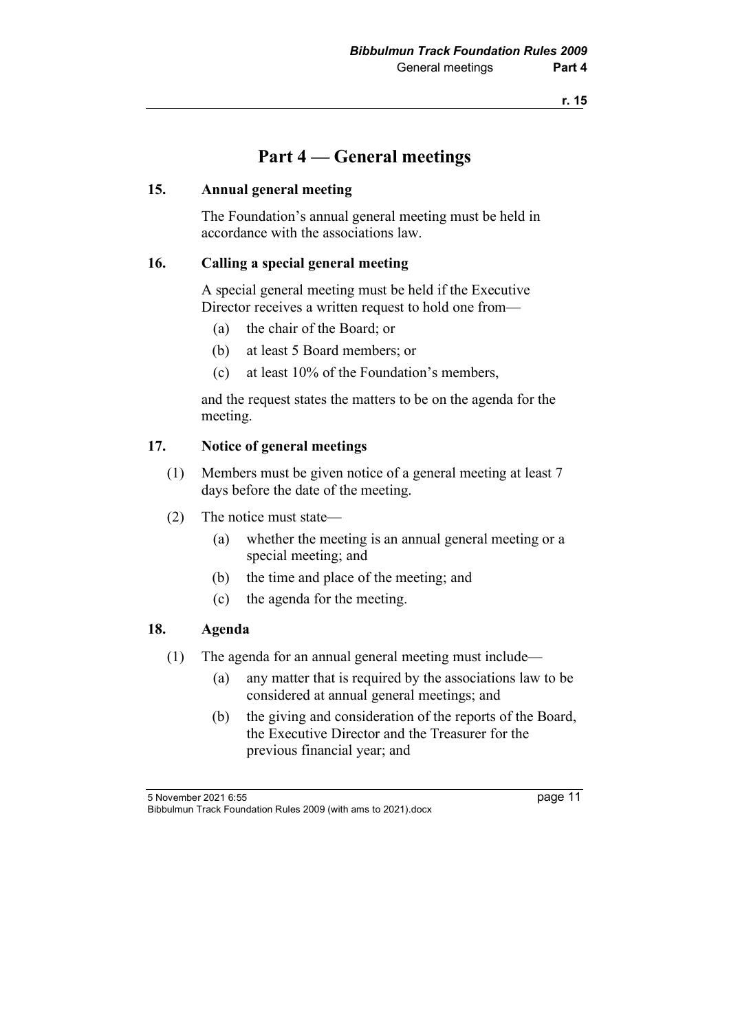# Part 4 — General meetings

### 15. Annual general meeting

The Foundation's annual general meeting must be held in accordance with the associations law.

### 16. Calling a special general meeting

A special general meeting must be held if the Executive Director receives a written request to hold one from—

- (a) the chair of the Board; or
- (b) at least 5 Board members; or
- (c) at least 10% of the Foundation's members,

and the request states the matters to be on the agenda for the meeting.

### 17. Notice of general meetings

(1) Members must be given notice of a general meeting at least 7 days before the date of the meeting.

(2) The notice must state—

- (a) whether the meeting is an annual general meeting or a special meeting; and
- (b) the time and place of the meeting; and
- (c) the agenda for the meeting.

### 18. Agenda

(1) The agenda for an annual general meeting must include—

- (a) any matter that is required by the associations law to be considered at annual general meetings; and
- (b) the giving and consideration of the reports of the Board, the Executive Director and the Treasurer for the previous financial year; and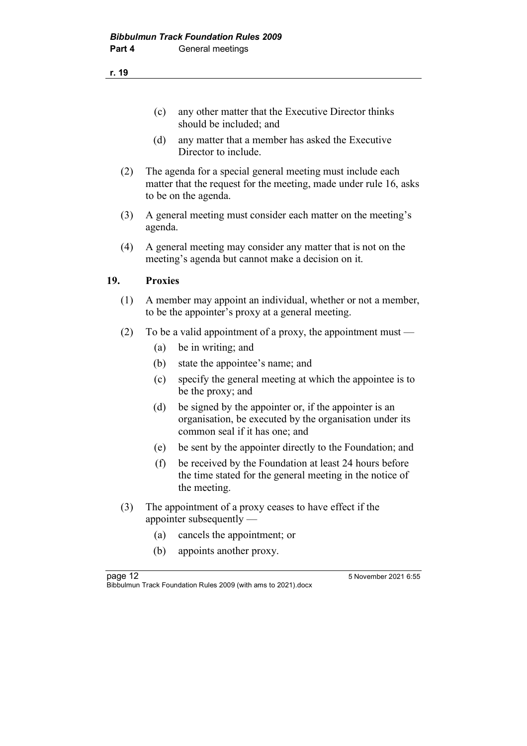(c) any other matter that the Executive Director thinks should be included; and

(d) any matter that a member has asked the Executive Director to include.

(2) The agenda for a special general meeting must include each matter that the request for the meeting, made under rule 16, asks to be on the agenda.

(3) A general meeting must consider each matter on the meeting's agenda.

(4) A general meeting may consider any matter that is not on the meeting's agenda but cannot make a decision on it.

## 19. Proxies

(1) A member may appoint an individual, whether or not a member, to be the appointer's proxy at a general meeting.

(2) To be a valid appointment of a proxy, the appointment must —

(a) be in writing; and

(b) state the appointee's name; and

(c) specify the general meeting at which the appointee is to be the proxy; and

(d) be signed by the appointer or, if the appointer is an organisation, be executed by the organisation under its common seal if it has one; and

(e) be sent by the appointer directly to the Foundation; and

(f) be received by the Foundation at least 24 hours before the time stated for the general meeting in the notice of the meeting.

(3) The appointment of a proxy ceases to have effect if the appointer subsequently —

(a) cancels the appointment; or

(b) appoints another proxy.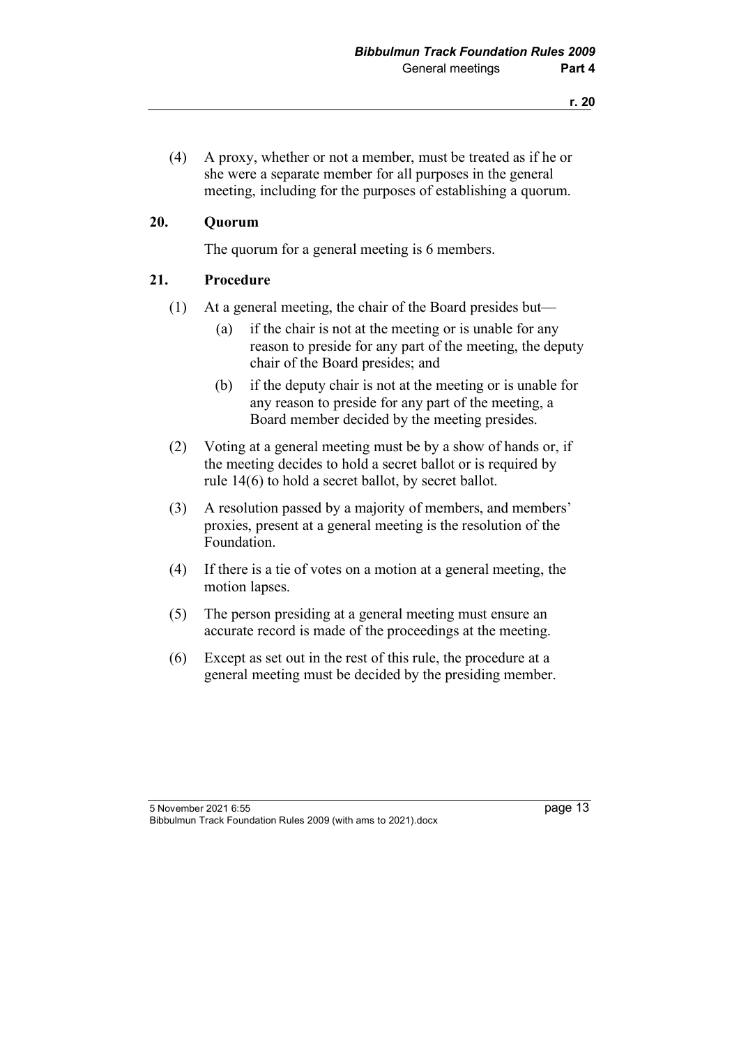(4) A proxy, whether or not a member, must be treated as if he or she were a separate member for all purposes in the general meeting, including for the purposes of establishing a quorum.

## 20. Quorum

The quorum for a general meeting is 6 members.

## 21. Procedure

(1) At a general meeting, the chair of the Board presides but—

(a) if the chair is not at the meeting or is unable for any reason to preside for any part of the meeting, the deputy chair of the Board presides; and

(b) if the deputy chair is not at the meeting or is unable for any reason to preside for any part of the meeting, a Board member decided by the meeting presides.

(2) Voting at a general meeting must be by a show of hands or, if the meeting decides to hold a secret ballot or is required by rule 14(6) to hold a secret ballot, by secret ballot.

(3) A resolution passed by a majority of members, and members' proxies, present at a general meeting is the resolution of the Foundation.

(4) If there is a tie of votes on a motion at a general meeting, the motion lapses.

(5) The person presiding at a general meeting must ensure an accurate record is made of the proceedings at the meeting.

(6) Except as set out in the rest of this rule, the procedure at a general meeting must be decided by the presiding member.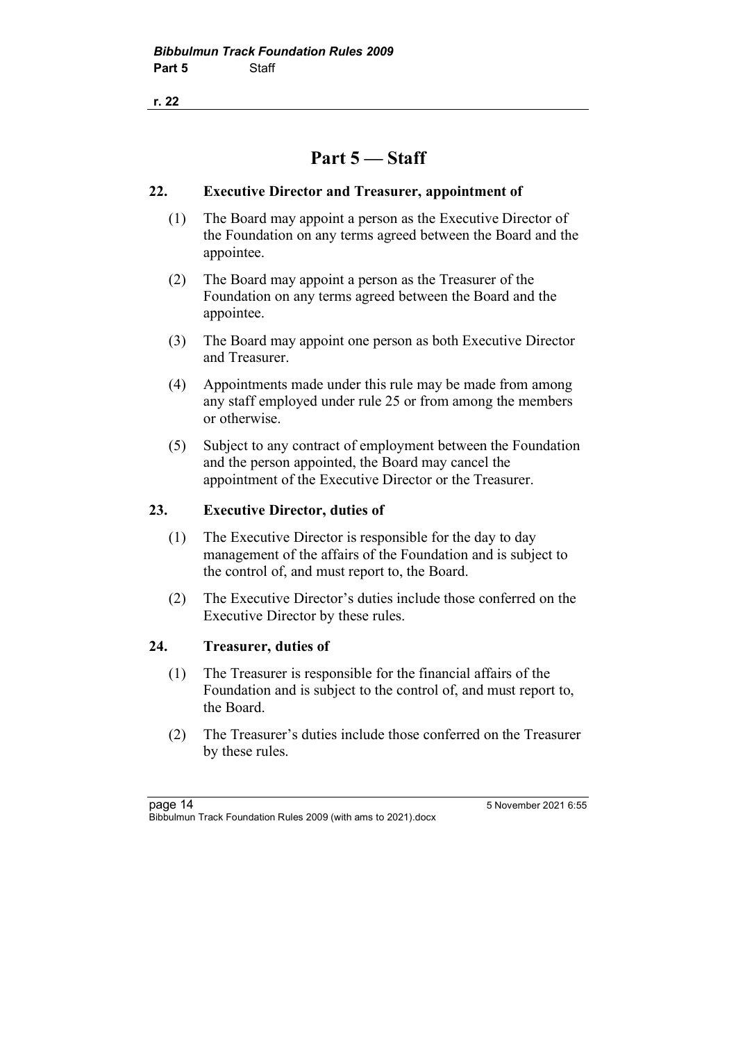# Part 5 — Staff

## 22. Executive Director and Treasurer, appointment of

(1) The Board may appoint a person as the Executive Director of the Foundation on any terms agreed between the Board and the appointee.

(2) The Board may appoint a person as the Treasurer of the Foundation on any terms agreed between the Board and the appointee.

(3) The Board may appoint one person as both Executive Director and Treasurer.

(4) Appointments made under this rule may be made from among any staff employed under rule 25 or from among the members or otherwise.

(5) Subject to any contract of employment between the Foundation and the person appointed, the Board may cancel the appointment of the Executive Director or the Treasurer.

## 23. Executive Director, duties of

(1) The Executive Director is responsible for the day to day management of the affairs of the Foundation and is subject to the control of, and must report to, the Board.

(2) The Executive Director's duties include those conferred on the Executive Director by these rules.

## 24. Treasurer, duties of

(1) The Treasurer is responsible for the financial affairs of the Foundation and is subject to the control of, and must report to, the Board.

(2) The Treasurer's duties include those conferred on the Treasurer by these rules.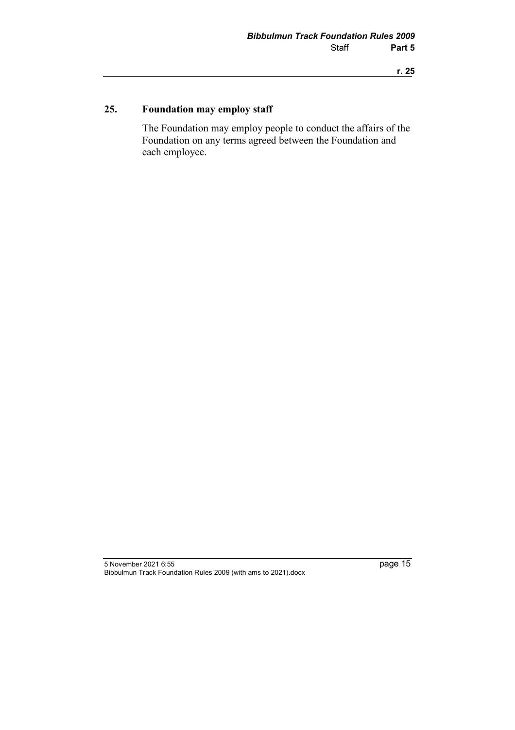## 25. Foundation may employ staff

The Foundation may employ people to conduct the affairs of the Foundation on any terms agreed between the Foundation and each employee.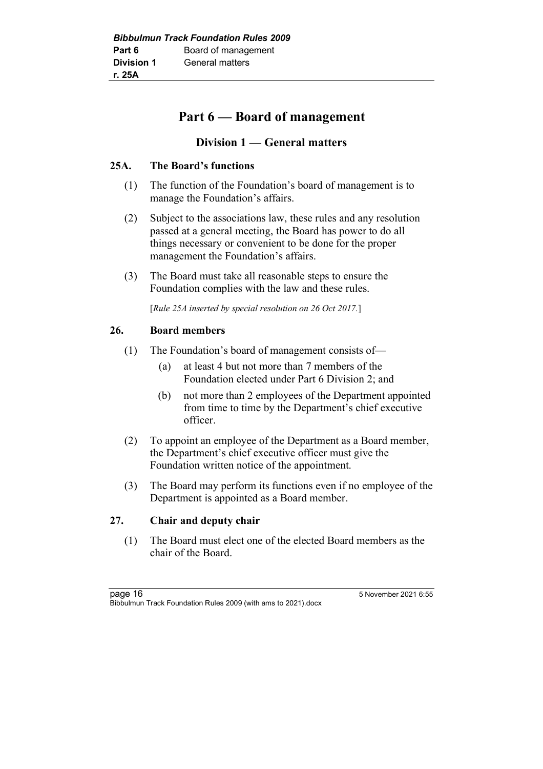# Part 6 — Board of management

## Division 1 — General matters

### 25A. The Board's functions

(1) The function of the Foundation's board of management is to manage the Foundation's affairs.

(2) Subject to the associations law, these rules and any resolution passed at a general meeting, the Board has power to do all things necessary or convenient to be done for the proper management the Foundation's affairs.

(3) The Board must take all reasonable steps to ensure the Foundation complies with the law and these rules.

[*Rule 25A inserted by special resolution on 26 Oct 2017.*]

### 26. Board members

(1) The Foundation's board of management consists of—

- (a) at least 4 but not more than 7 members of the Foundation elected under Part 6 Division 2; and
- (b) not more than 2 employees of the Department appointed from time to time by the Department's chief executive officer.

(2) To appoint an employee of the Department as a Board member, the Department's chief executive officer must give the Foundation written notice of the appointment.

(3) The Board may perform its functions even if no employee of the Department is appointed as a Board member.

### 27. Chair and deputy chair

(1) The Board must elect one of the elected Board members as the chair of the Board.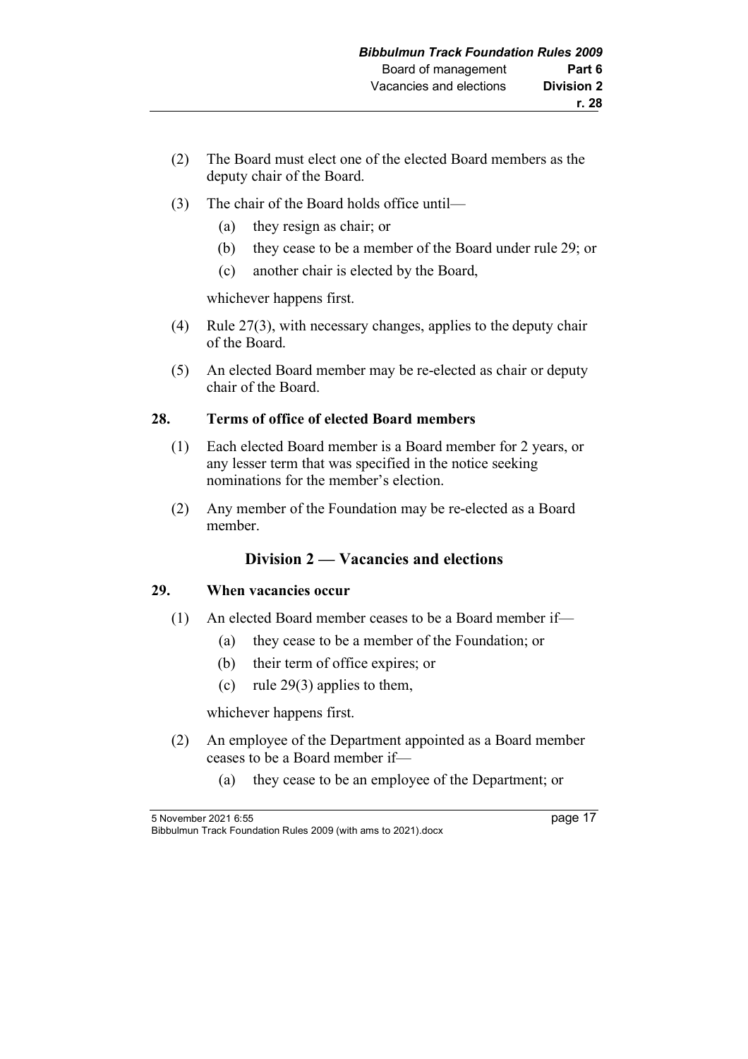(2) The Board must elect one of the elected Board members as the deputy chair of the Board.

(3) The chair of the Board holds office until—

  (a) they resign as chair; or

  (b) they cease to be a member of the Board under rule 29; or

  (c) another chair is elected by the Board,

whichever happens first.

(4) Rule 27(3), with necessary changes, applies to the deputy chair of the Board.

(5) An elected Board member may be re-elected as chair or deputy chair of the Board.

### 28. Terms of office of elected Board members

(1) Each elected Board member is a Board member for 2 years, or any lesser term that was specified in the notice seeking nominations for the member's election.

(2) Any member of the Foundation may be re-elected as a Board member.

## Division 2 — Vacancies and elections

### 29. When vacancies occur

(1) An elected Board member ceases to be a Board member if—

  (a) they cease to be a member of the Foundation; or

  (b) their term of office expires; or

  (c) rule 29(3) applies to them,

whichever happens first.

(2) An employee of the Department appointed as a Board member ceases to be a Board member if—

  (a) they cease to be an employee of the Department; or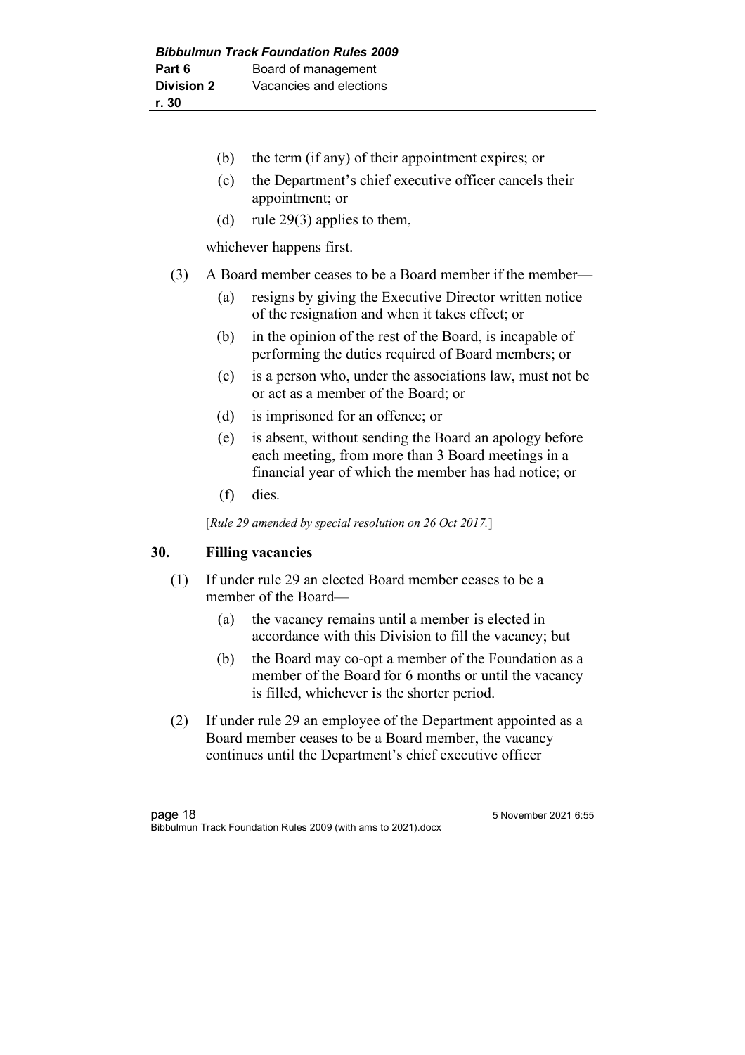(b) the term (if any) of their appointment expires; or

(c) the Department's chief executive officer cancels their appointment; or

(d) rule 29(3) applies to them,

whichever happens first.

(3) A Board member ceases to be a Board member if the member—

(a) resigns by giving the Executive Director written notice of the resignation and when it takes effect; or

(b) in the opinion of the rest of the Board, is incapable of performing the duties required of Board members; or

(c) is a person who, under the associations law, must not be or act as a member of the Board; or

(d) is imprisoned for an offence; or

(e) is absent, without sending the Board an apology before each meeting, from more than 3 Board meetings in a financial year of which the member has had notice; or

(f) dies.

[*Rule 29 amended by special resolution on 26 Oct 2017.*]

## 30. Filling vacancies

(1) If under rule 29 an elected Board member ceases to be a member of the Board—

(a) the vacancy remains until a member is elected in accordance with this Division to fill the vacancy; but

(b) the Board may co-opt a member of the Foundation as a member of the Board for 6 months or until the vacancy is filled, whichever is the shorter period.

(2) If under rule 29 an employee of the Department appointed as a Board member ceases to be a Board member, the vacancy continues until the Department's chief executive officer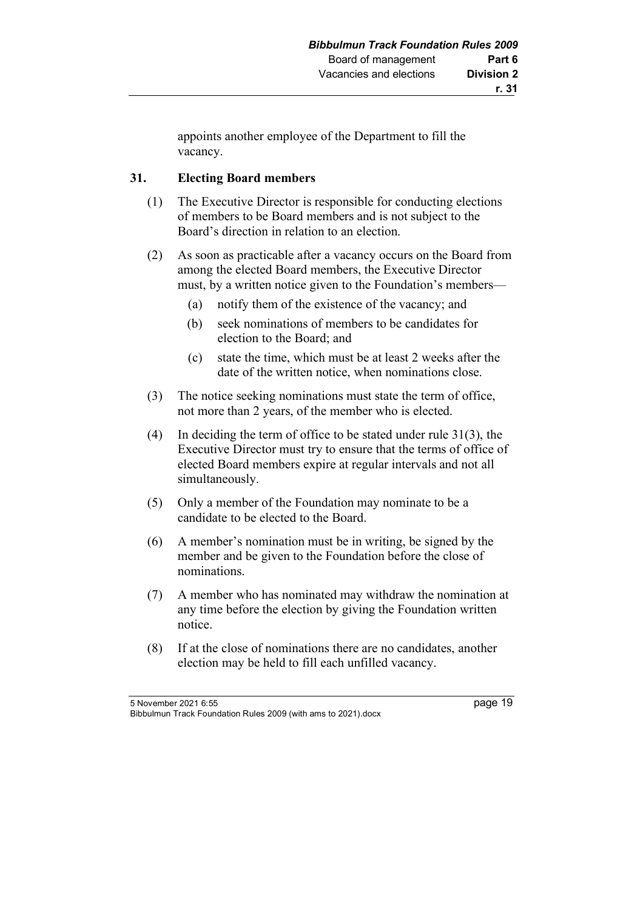appoints another employee of the Department to fill the vacancy.

## 31. Electing Board members

(1) The Executive Director is responsible for conducting elections of members to be Board members and is not subject to the Board's direction in relation to an election.

(2) As soon as practicable after a vacancy occurs on the Board from among the elected Board members, the Executive Director must, by a written notice given to the Foundation's members—

(a) notify them of the existence of the vacancy; and

(b) seek nominations of members to be candidates for election to the Board; and

(c) state the time, which must be at least 2 weeks after the date of the written notice, when nominations close.

(3) The notice seeking nominations must state the term of office, not more than 2 years, of the member who is elected.

(4) In deciding the term of office to be stated under rule 31(3), the Executive Director must try to ensure that the terms of office of elected Board members expire at regular intervals and not all simultaneously.

(5) Only a member of the Foundation may nominate to be a candidate to be elected to the Board.

(6) A member's nomination must be in writing, be signed by the member and be given to the Foundation before the close of nominations.

(7) A member who has nominated may withdraw the nomination at any time before the election by giving the Foundation written notice.

(8) If at the close of nominations there are no candidates, another election may be held to fill each unfilled vacancy.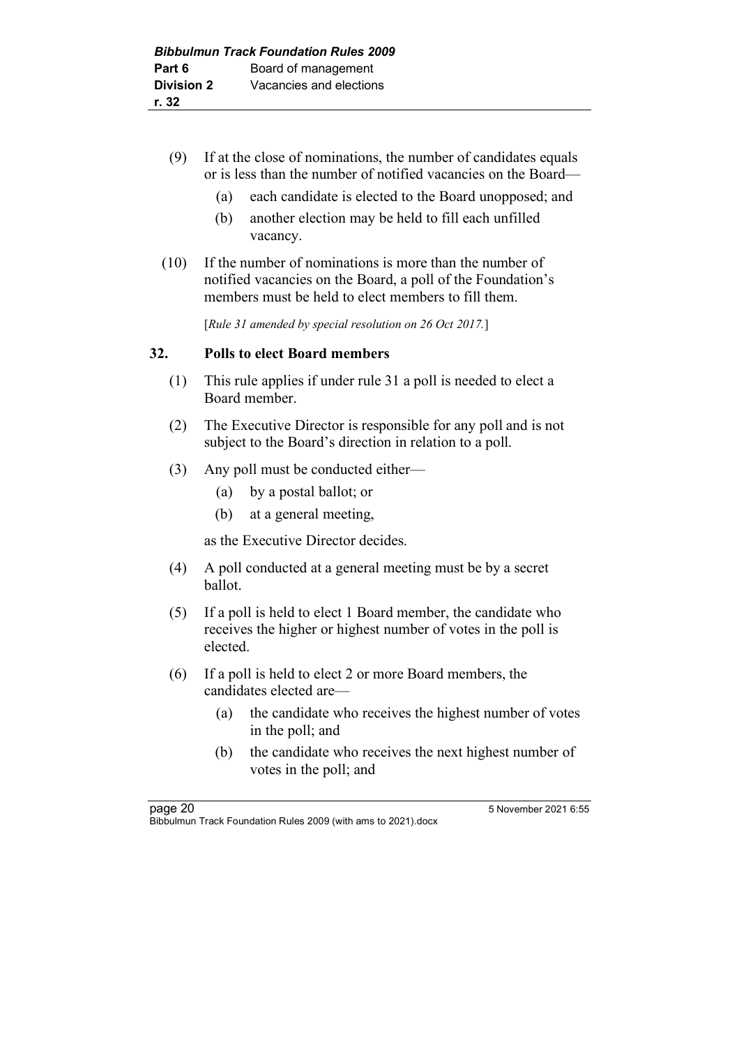(9) If at the close of nominations, the number of candidates equals or is less than the number of notified vacancies on the Board—

(a) each candidate is elected to the Board unopposed; and

(b) another election may be held to fill each unfilled vacancy.

(10) If the number of nominations is more than the number of notified vacancies on the Board, a poll of the Foundation's members must be held to elect members to fill them.

[*Rule 31 amended by special resolution on 26 Oct 2017.*]

## 32. Polls to elect Board members

(1) This rule applies if under rule 31 a poll is needed to elect a Board member.

(2) The Executive Director is responsible for any poll and is not subject to the Board's direction in relation to a poll.

(3) Any poll must be conducted either—

(a) by a postal ballot; or

(b) at a general meeting,

as the Executive Director decides.

(4) A poll conducted at a general meeting must be by a secret ballot.

(5) If a poll is held to elect 1 Board member, the candidate who receives the higher or highest number of votes in the poll is elected.

(6) If a poll is held to elect 2 or more Board members, the candidates elected are—

(a) the candidate who receives the highest number of votes in the poll; and

(b) the candidate who receives the next highest number of votes in the poll; and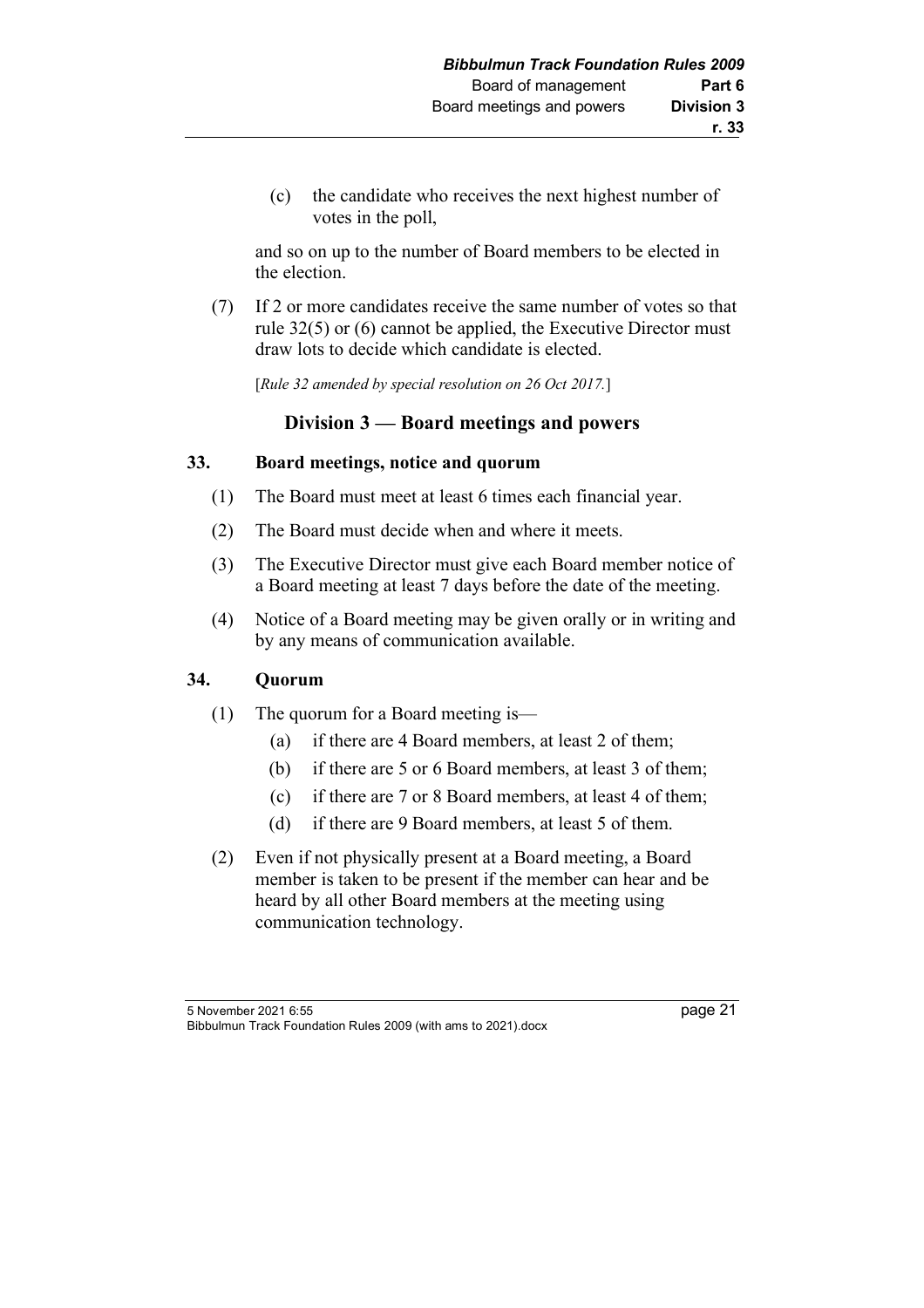(c) the candidate who receives the next highest number of votes in the poll,

and so on up to the number of Board members to be elected in the election.

(7) If 2 or more candidates receive the same number of votes so that rule 32(5) or (6) cannot be applied, the Executive Director must draw lots to decide which candidate is elected.

[*Rule 32 amended by special resolution on 26 Oct 2017.*]

## Division 3 — Board meetings and powers

### 33. Board meetings, notice and quorum

(1) The Board must meet at least 6 times each financial year.

(2) The Board must decide when and where it meets.

(3) The Executive Director must give each Board member notice of a Board meeting at least 7 days before the date of the meeting.

(4) Notice of a Board meeting may be given orally or in writing and by any means of communication available.

### 34. Quorum

(1) The quorum for a Board meeting is—

- (a) if there are 4 Board members, at least 2 of them;
- (b) if there are 5 or 6 Board members, at least 3 of them;
- (c) if there are 7 or 8 Board members, at least 4 of them;
- (d) if there are 9 Board members, at least 5 of them.

(2) Even if not physically present at a Board meeting, a Board member is taken to be present if the member can hear and be heard by all other Board members at the meeting using communication technology.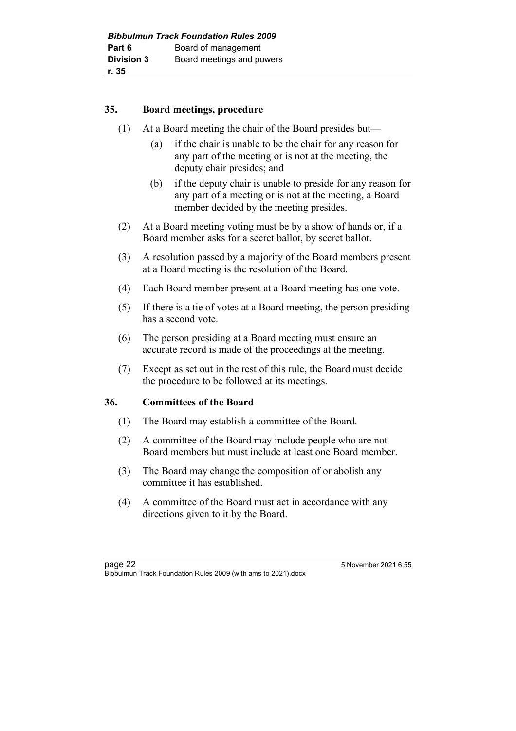## 35. Board meetings, procedure

(1) At a Board meeting the chair of the Board presides but—

(a) if the chair is unable to be the chair for any reason for any part of the meeting or is not at the meeting, the deputy chair presides; and

(b) if the deputy chair is unable to preside for any reason for any part of a meeting or is not at the meeting, a Board member decided by the meeting presides.

(2) At a Board meeting voting must be by a show of hands or, if a Board member asks for a secret ballot, by secret ballot.

(3) A resolution passed by a majority of the Board members present at a Board meeting is the resolution of the Board.

(4) Each Board member present at a Board meeting has one vote.

(5) If there is a tie of votes at a Board meeting, the person presiding has a second vote.

(6) The person presiding at a Board meeting must ensure an accurate record is made of the proceedings at the meeting.

(7) Except as set out in the rest of this rule, the Board must decide the procedure to be followed at its meetings.

## 36. Committees of the Board

(1) The Board may establish a committee of the Board.

(2) A committee of the Board may include people who are not Board members but must include at least one Board member.

(3) The Board may change the composition of or abolish any committee it has established.

(4) A committee of the Board must act in accordance with any directions given to it by the Board.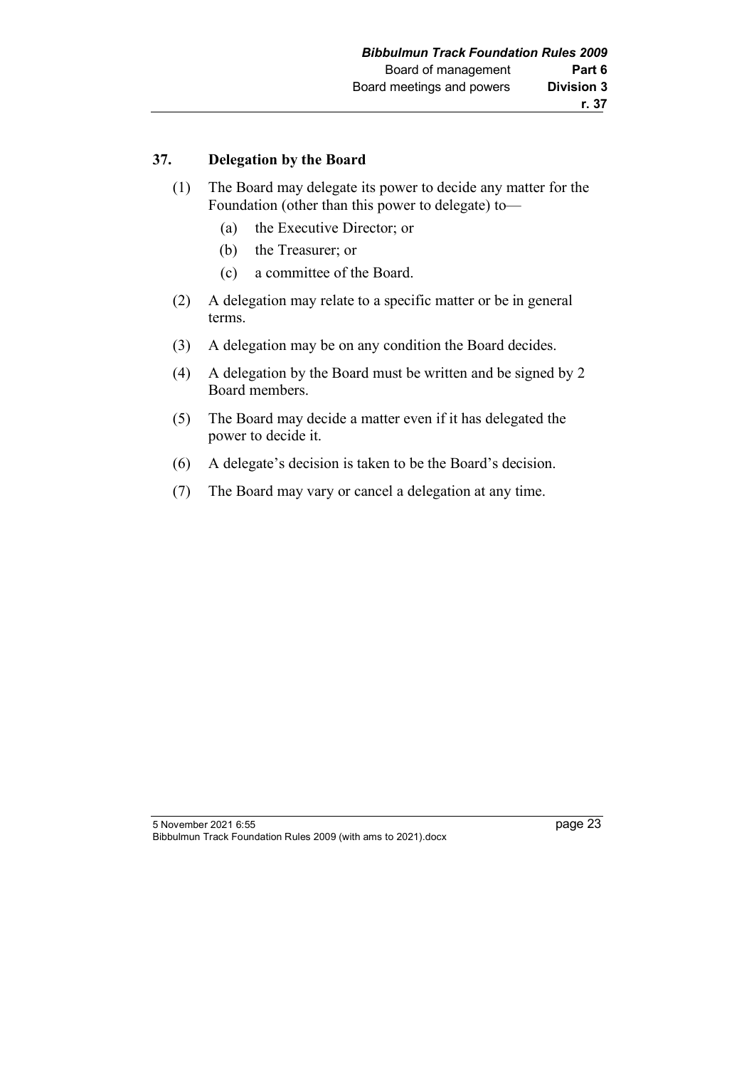## 37. Delegation by the Board

(1) The Board may delegate its power to decide any matter for the Foundation (other than this power to delegate) to—

  (a) the Executive Director; or

  (b) the Treasurer; or

  (c) a committee of the Board.

(2) A delegation may relate to a specific matter or be in general terms.

(3) A delegation may be on any condition the Board decides.

(4) A delegation by the Board must be written and be signed by 2 Board members.

(5) The Board may decide a matter even if it has delegated the power to decide it.

(6) A delegate's decision is taken to be the Board's decision.

(7) The Board may vary or cancel a delegation at any time.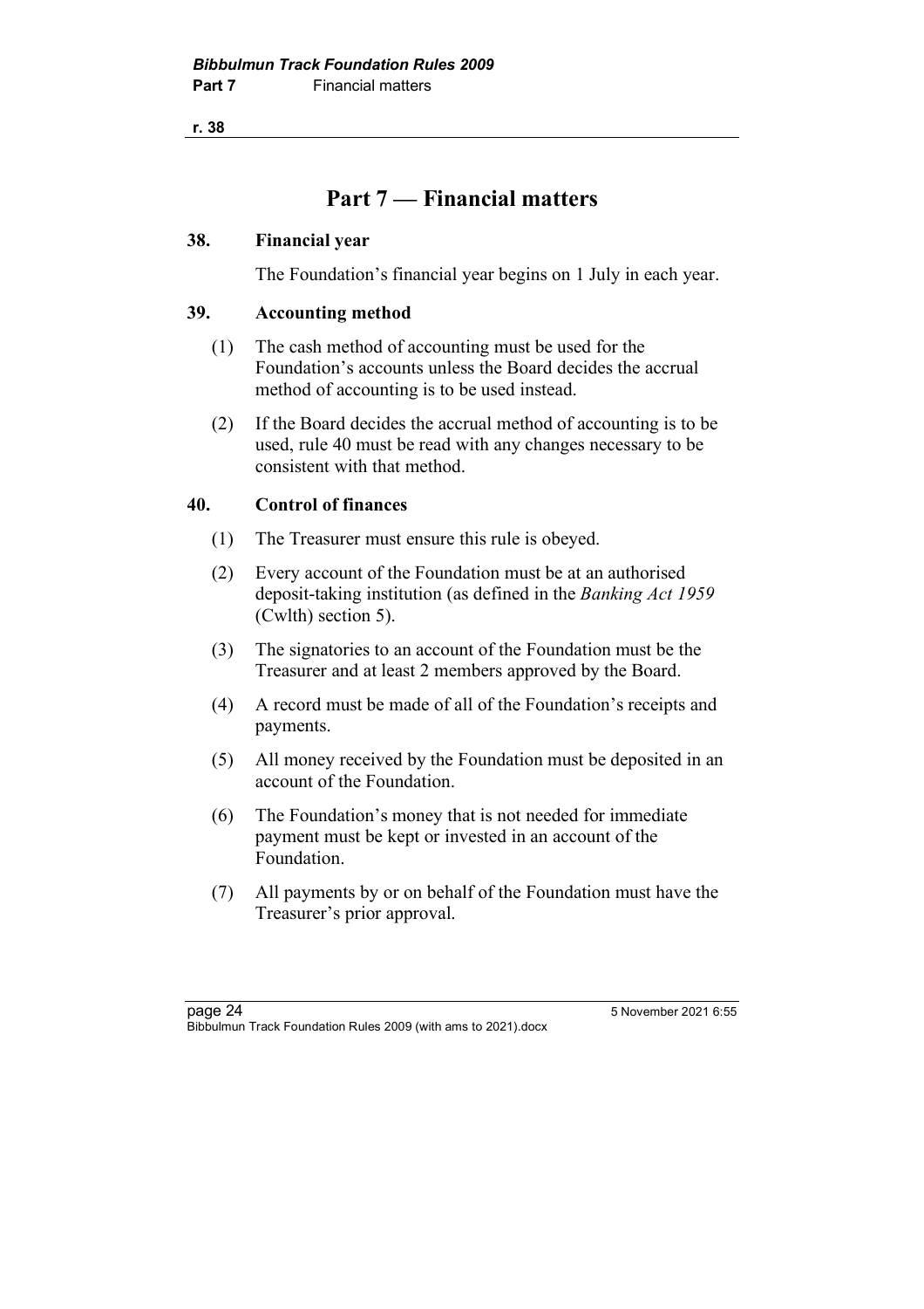# Part 7 — Financial matters

### 38. Financial year

The Foundation's financial year begins on 1 July in each year.

### 39. Accounting method

(1) The cash method of accounting must be used for the Foundation's accounts unless the Board decides the accrual method of accounting is to be used instead.

(2) If the Board decides the accrual method of accounting is to be used, rule 40 must be read with any changes necessary to be consistent with that method.

### 40. Control of finances

(1) The Treasurer must ensure this rule is obeyed.

(2) Every account of the Foundation must be at an authorised deposit-taking institution (as defined in the *Banking Act 1959* (Cwlth) section 5).

(3) The signatories to an account of the Foundation must be the Treasurer and at least 2 members approved by the Board.

(4) A record must be made of all of the Foundation's receipts and payments.

(5) All money received by the Foundation must be deposited in an account of the Foundation.

(6) The Foundation's money that is not needed for immediate payment must be kept or invested in an account of the Foundation.

(7) All payments by or on behalf of the Foundation must have the Treasurer's prior approval.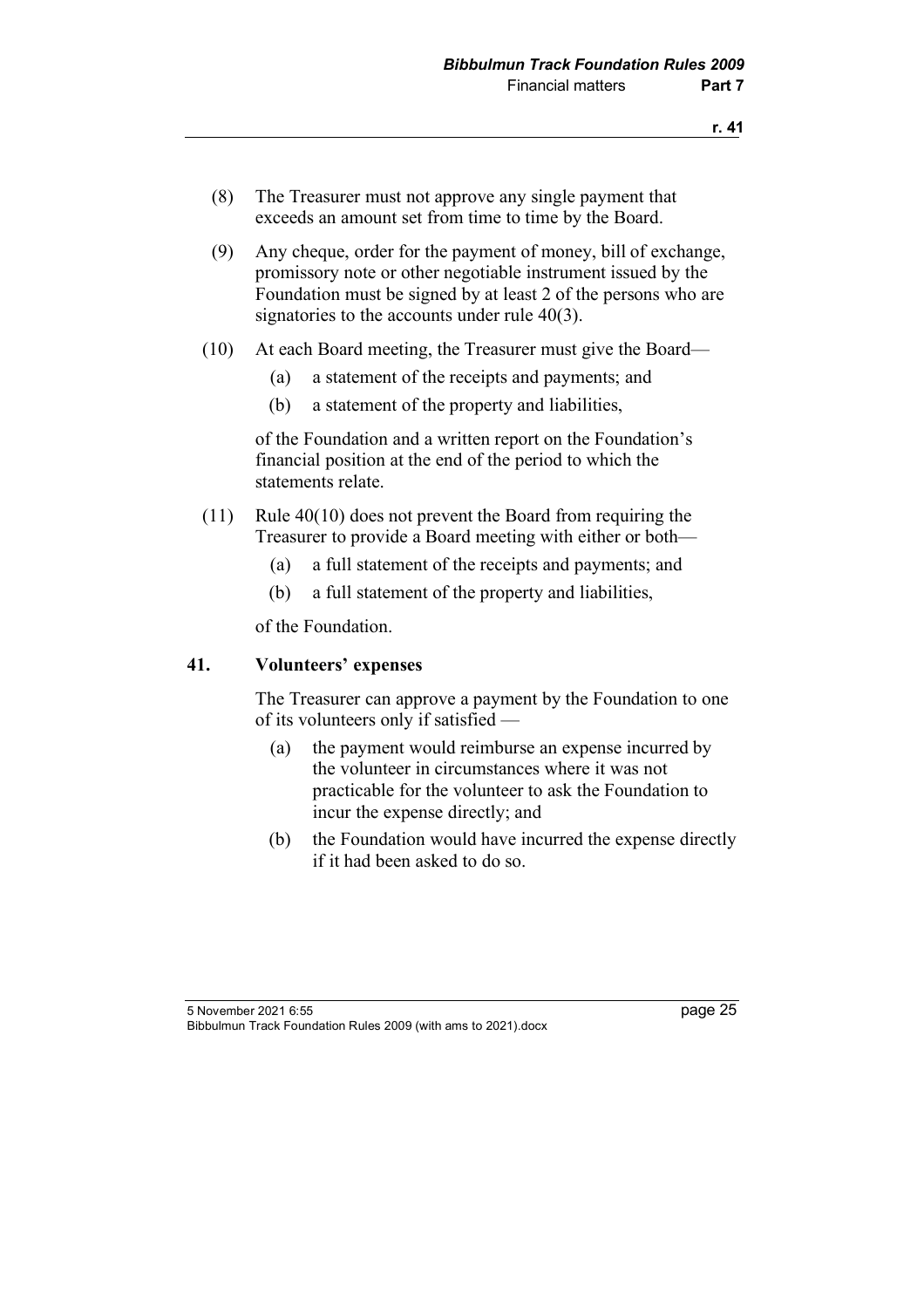(8) The Treasurer must not approve any single payment that exceeds an amount set from time to time by the Board.

(9) Any cheque, order for the payment of money, bill of exchange, promissory note or other negotiable instrument issued by the Foundation must be signed by at least 2 of the persons who are signatories to the accounts under rule 40(3).

(10) At each Board meeting, the Treasurer must give the Board—

(a) a statement of the receipts and payments; and

(b) a statement of the property and liabilities,

of the Foundation and a written report on the Foundation's financial position at the end of the period to which the statements relate.

(11) Rule 40(10) does not prevent the Board from requiring the Treasurer to provide a Board meeting with either or both—

(a) a full statement of the receipts and payments; and

(b) a full statement of the property and liabilities,

of the Foundation.

### 41. Volunteers' expenses

The Treasurer can approve a payment by the Foundation to one of its volunteers only if satisfied —

(a) the payment would reimburse an expense incurred by the volunteer in circumstances where it was not practicable for the volunteer to ask the Foundation to incur the expense directly; and

(b) the Foundation would have incurred the expense directly if it had been asked to do so.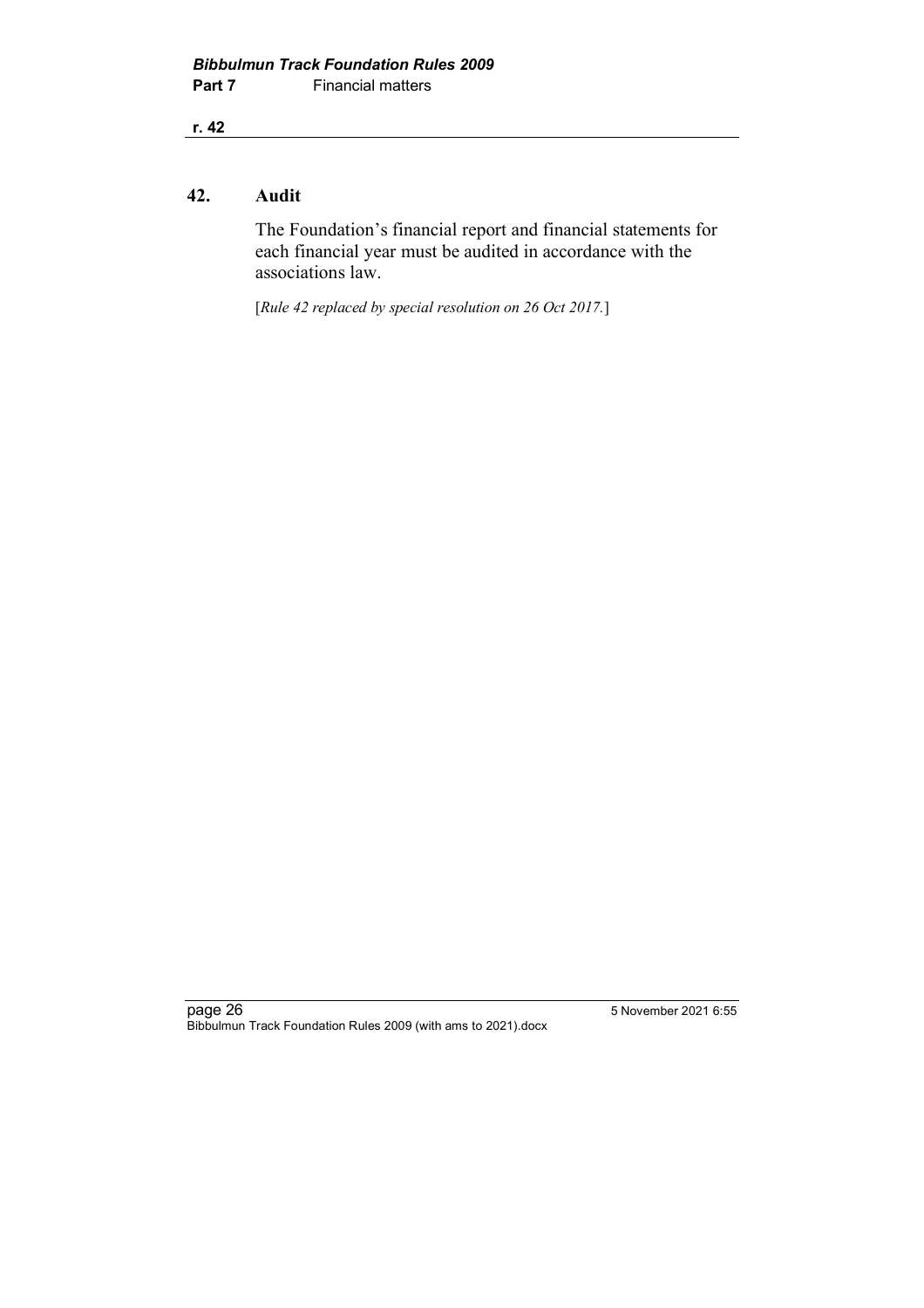## 42. Audit

The Foundation's financial report and financial statements for each financial year must be audited in accordance with the associations law.

[*Rule 42 replaced by special resolution on 26 Oct 2017.*]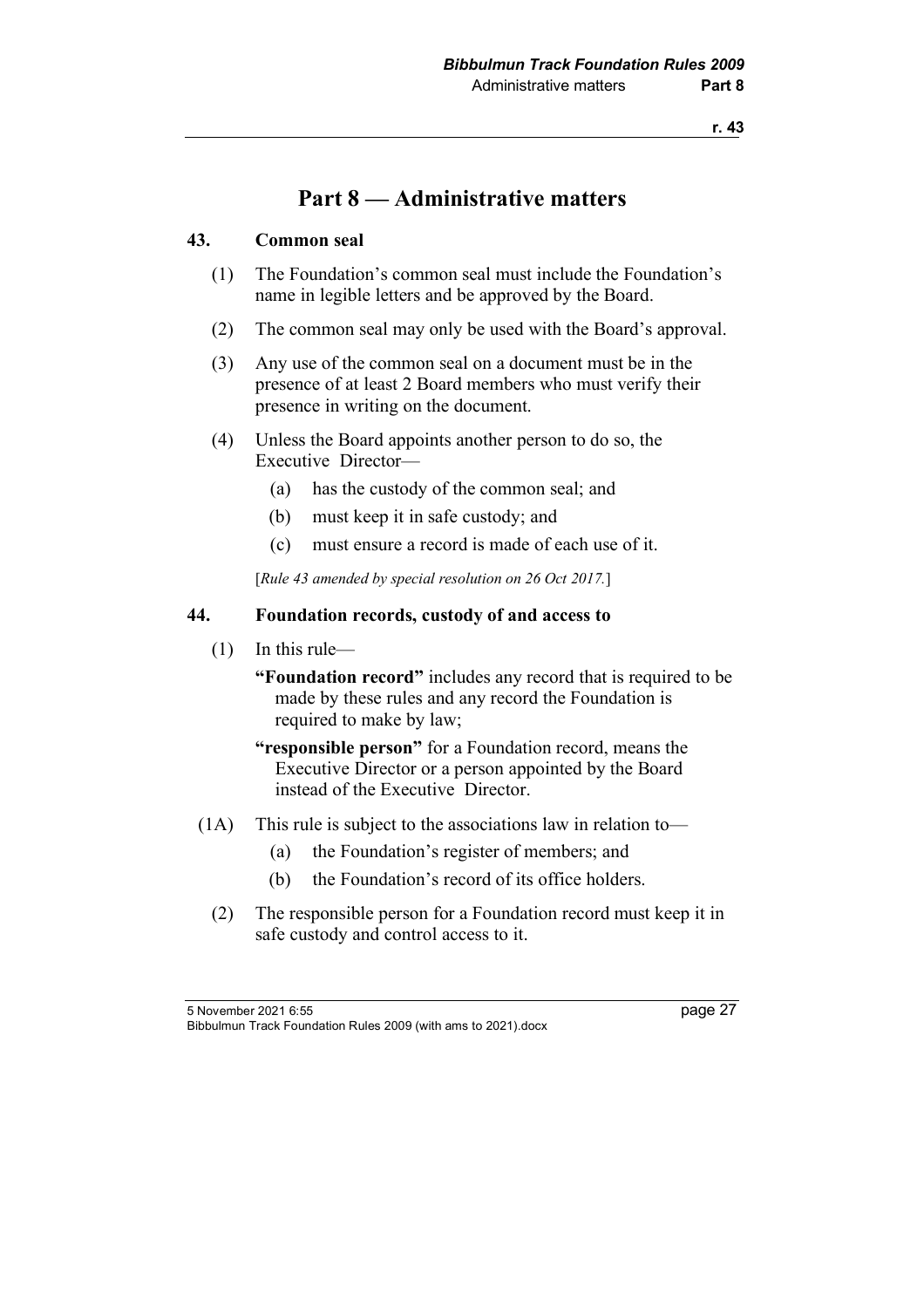# Part 8 — Administrative matters

## 43. Common seal

(1) The Foundation's common seal must include the Foundation's name in legible letters and be approved by the Board.

(2) The common seal may only be used with the Board's approval.

(3) Any use of the common seal on a document must be in the presence of at least 2 Board members who must verify their presence in writing on the document.

(4) Unless the Board appoints another person to do so, the Executive Director—

- (a) has the custody of the common seal; and
- (b) must keep it in safe custody; and
- (c) must ensure a record is made of each use of it.

[*Rule 43 amended by special resolution on 26 Oct 2017.*]

## 44. Foundation records, custody of and access to

(1) In this rule—

**"Foundation record"** includes any record that is required to be made by these rules and any record the Foundation is required to make by law;

**"responsible person"** for a Foundation record, means the Executive Director or a person appointed by the Board instead of the Executive Director.

(1A) This rule is subject to the associations law in relation to—

- (a) the Foundation's register of members; and
- (b) the Foundation's record of its office holders.

(2) The responsible person for a Foundation record must keep it in safe custody and control access to it.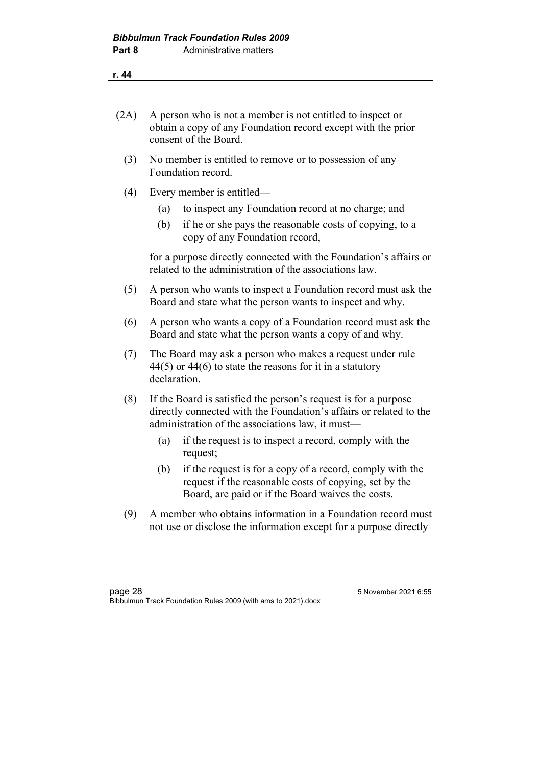(2A) A person who is not a member is not entitled to inspect or obtain a copy of any Foundation record except with the prior consent of the Board.

(3) No member is entitled to remove or to possession of any Foundation record.

(4) Every member is entitled—

(a) to inspect any Foundation record at no charge; and

(b) if he or she pays the reasonable costs of copying, to a copy of any Foundation record,

for a purpose directly connected with the Foundation's affairs or related to the administration of the associations law.

(5) A person who wants to inspect a Foundation record must ask the Board and state what the person wants to inspect and why.

(6) A person who wants a copy of a Foundation record must ask the Board and state what the person wants a copy of and why.

(7) The Board may ask a person who makes a request under rule 44(5) or 44(6) to state the reasons for it in a statutory declaration.

(8) If the Board is satisfied the person's request is for a purpose directly connected with the Foundation's affairs or related to the administration of the associations law, it must—

(a) if the request is to inspect a record, comply with the request;

(b) if the request is for a copy of a record, comply with the request if the reasonable costs of copying, set by the Board, are paid or if the Board waives the costs.

(9) A member who obtains information in a Foundation record must not use or disclose the information except for a purpose directly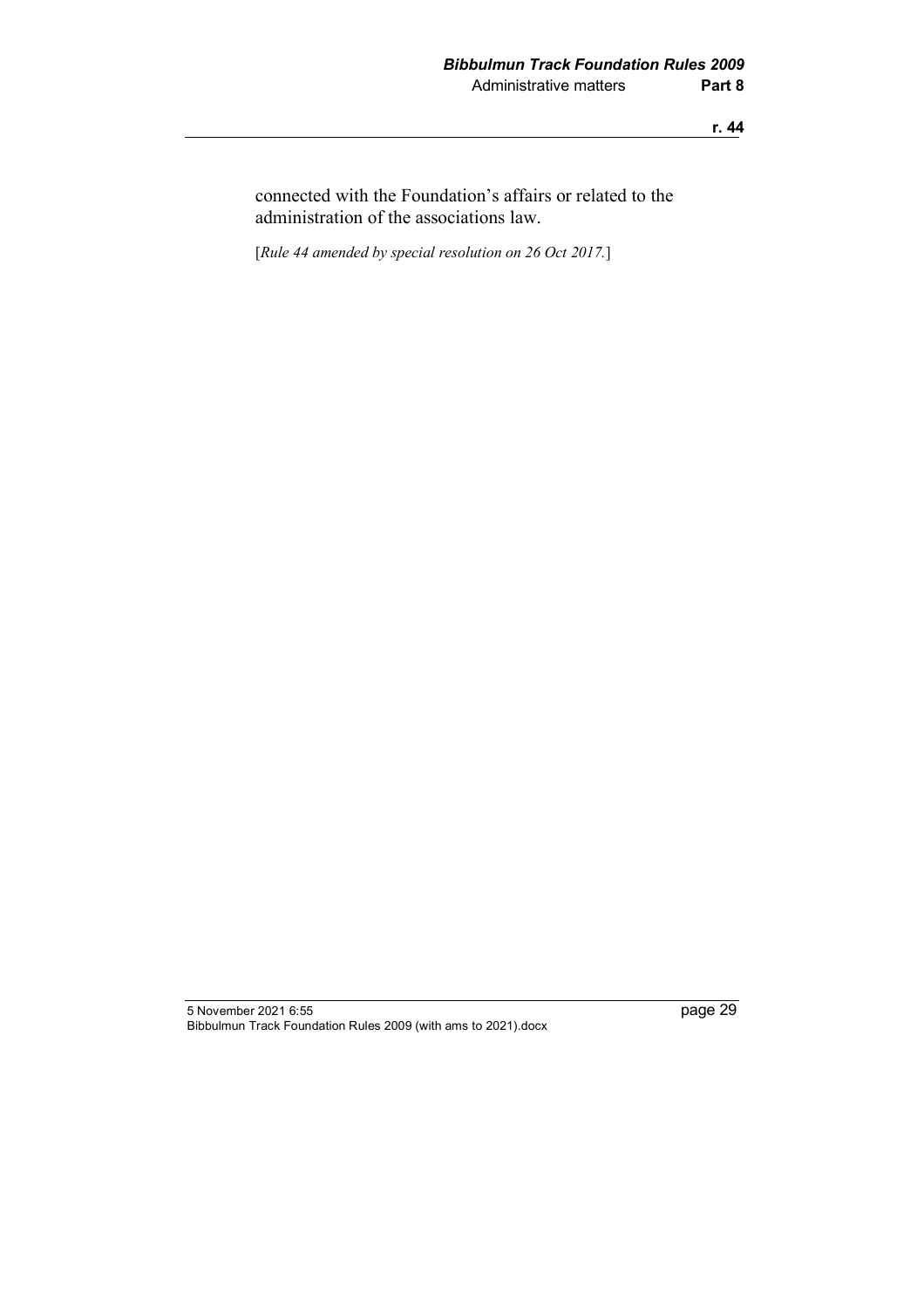connected with the Foundation's affairs or related to the administration of the associations law.

[*Rule 44 amended by special resolution on 26 Oct 2017.*]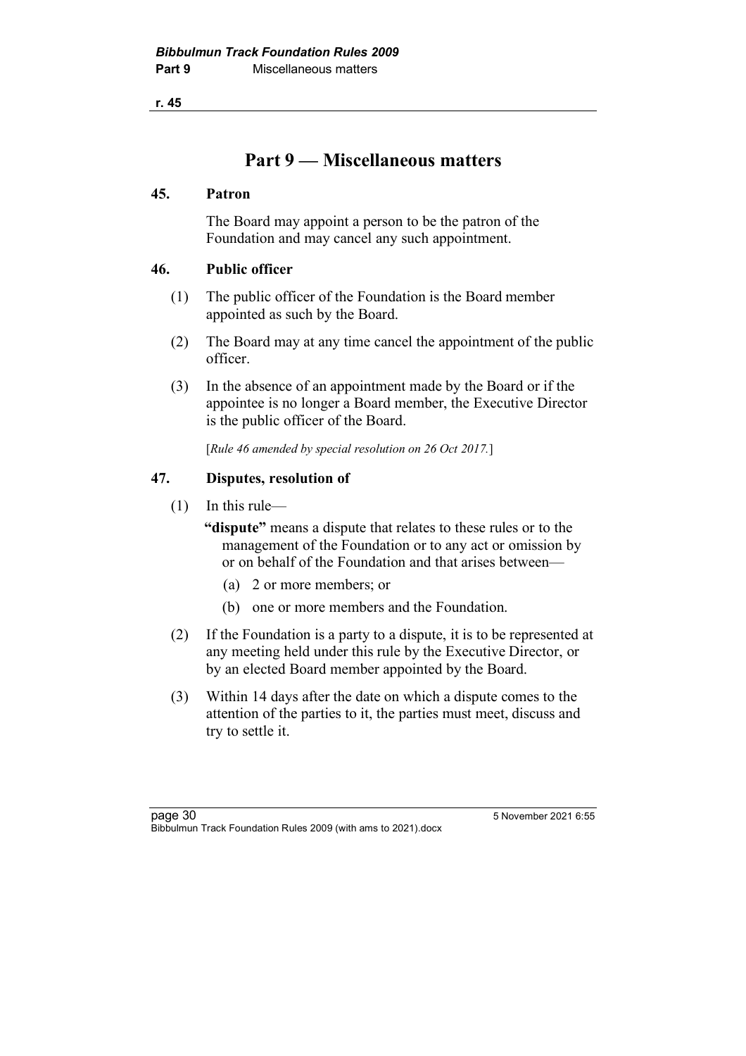# Part 9 — Miscellaneous matters

### 45. Patron

The Board may appoint a person to be the patron of the Foundation and may cancel any such appointment.

### 46. Public officer

(1) The public officer of the Foundation is the Board member appointed as such by the Board.

(2) The Board may at any time cancel the appointment of the public officer.

(3) In the absence of an appointment made by the Board or if the appointee is no longer a Board member, the Executive Director is the public officer of the Board.

[*Rule 46 amended by special resolution on 26 Oct 2017.*]

### 47. Disputes, resolution of

(1) In this rule—

**"dispute"** means a dispute that relates to these rules or to the management of the Foundation or to any act or omission by or on behalf of the Foundation and that arises between—

(a) 2 or more members; or

(b) one or more members and the Foundation.

(2) If the Foundation is a party to a dispute, it is to be represented at any meeting held under this rule by the Executive Director, or by an elected Board member appointed by the Board.

(3) Within 14 days after the date on which a dispute comes to the attention of the parties to it, the parties must meet, discuss and try to settle it.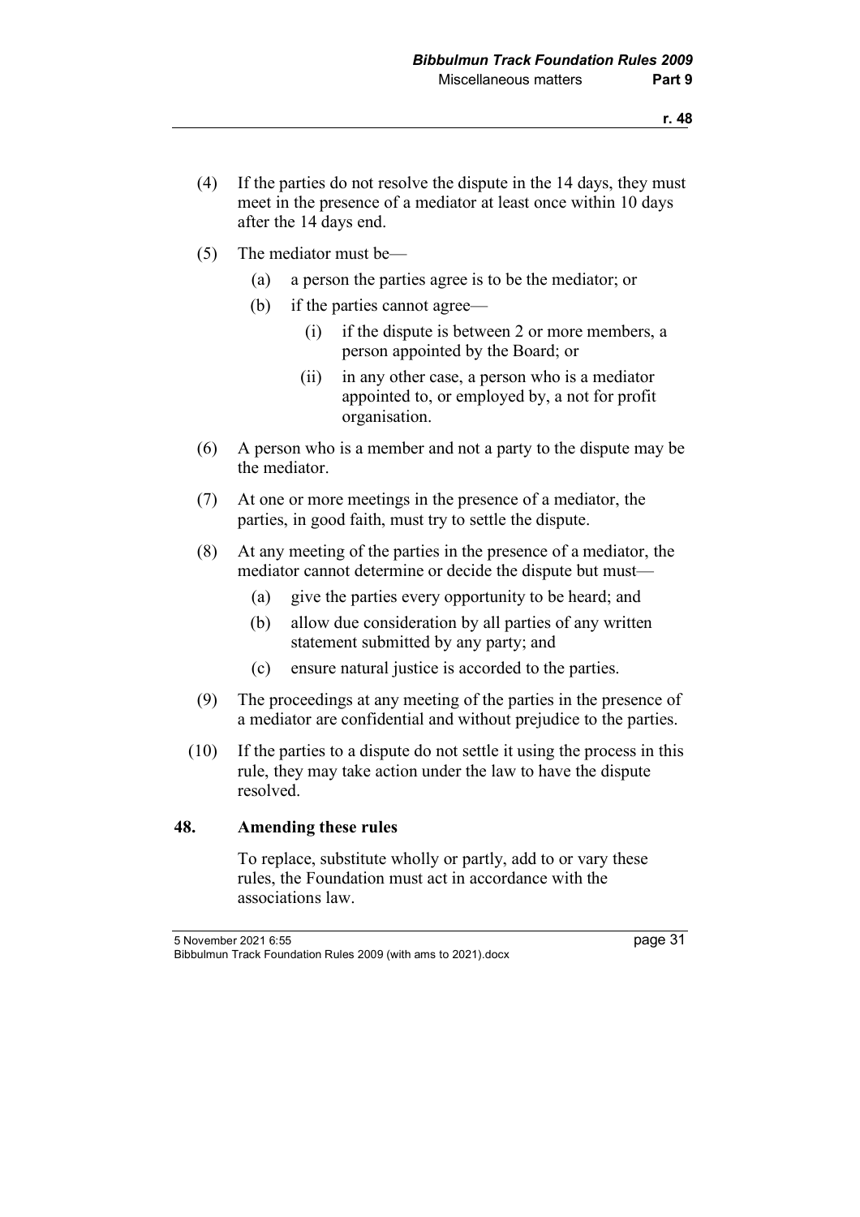(4) If the parties do not resolve the dispute in the 14 days, they must meet in the presence of a mediator at least once within 10 days after the 14 days end.

(5) The mediator must be—

- (a) a person the parties agree is to be the mediator; or
- (b) if the parties cannot agree—
  - (i) if the dispute is between 2 or more members, a person appointed by the Board; or
  - (ii) in any other case, a person who is a mediator appointed to, or employed by, a not for profit organisation.

(6) A person who is a member and not a party to the dispute may be the mediator.

(7) At one or more meetings in the presence of a mediator, the parties, in good faith, must try to settle the dispute.

(8) At any meeting of the parties in the presence of a mediator, the mediator cannot determine or decide the dispute but must—

- (a) give the parties every opportunity to be heard; and
- (b) allow due consideration by all parties of any written statement submitted by any party; and
- (c) ensure natural justice is accorded to the parties.

(9) The proceedings at any meeting of the parties in the presence of a mediator are confidential and without prejudice to the parties.

(10) If the parties to a dispute do not settle it using the process in this rule, they may take action under the law to have the dispute resolved.

### 48. Amending these rules

To replace, substitute wholly or partly, add to or vary these rules, the Foundation must act in accordance with the associations law.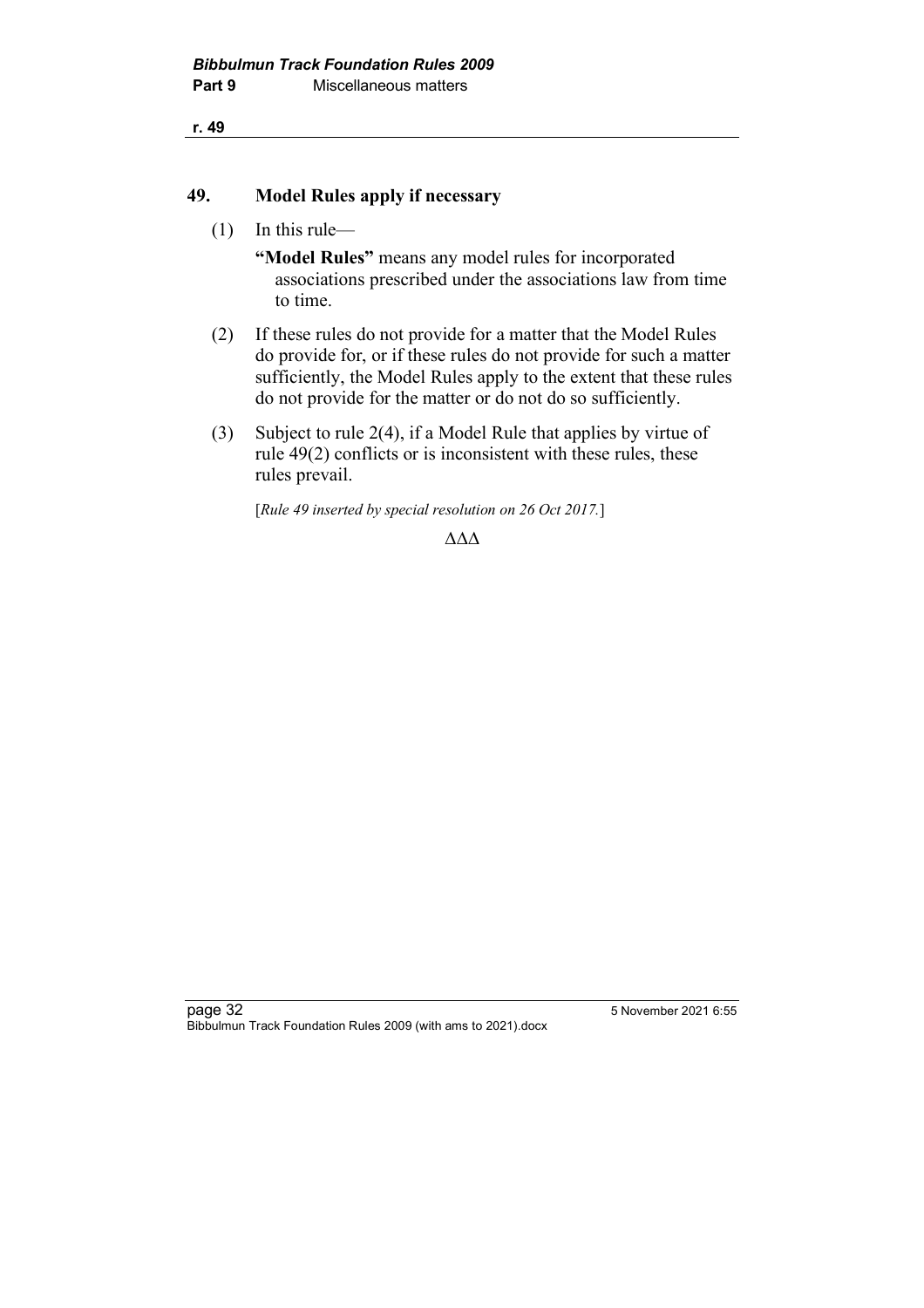## 49. Model Rules apply if necessary

(1) In this rule—

**"Model Rules"** means any model rules for incorporated associations prescribed under the associations law from time to time.

(2) If these rules do not provide for a matter that the Model Rules do provide for, or if these rules do not provide for such a matter sufficiently, the Model Rules apply to the extent that these rules do not provide for the matter or do not do so sufficiently.

(3) Subject to rule 2(4), if a Model Rule that applies by virtue of rule 49(2) conflicts or is inconsistent with these rules, these rules prevail.

[*Rule 49 inserted by special resolution on 26 Oct 2017.*]

ΔΔΔ